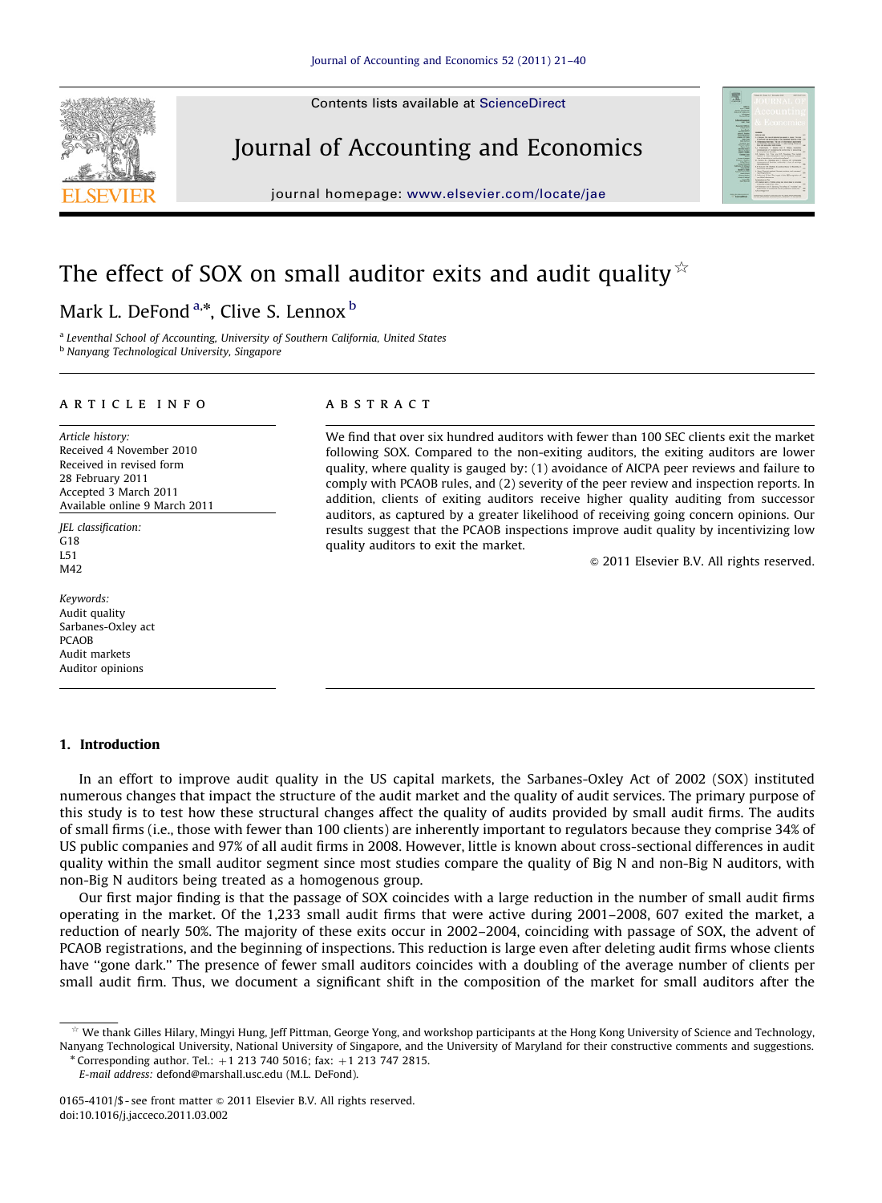Contents lists available at ScienceDirect

# Journal of Accounting and Economics

journal homepage: www.elsevier.com/locate/jae

# The effect of SOX on small auditor exits and audit quality ☆

Mark L. DeFond [a,*], Clive S. Lennox [b]

[a] Leventhal School of Accounting, University of Southern California, United States
[b] Nanyang Technological University, Singapore

## ARTICLE INFO

*Article history:*
Received 4 November 2010
Received in revised form
28 February 2011
Accepted 3 March 2011
Available online 9 March 2011

*JEL classification:*
G18
L51
M42

*Keywords:*
Audit quality
Sarbanes-Oxley act
PCAOB
Audit markets
Auditor opinions

## ABSTRACT

We find that over six hundred auditors with fewer than 100 SEC clients exit the market following SOX. Compared to the non-exiting auditors, the exiting auditors are lower quality, where quality is gauged by: (1) avoidance of AICPA peer reviews and failure to comply with PCAOB rules, and (2) severity of the peer review and inspection reports. In addition, clients of exiting auditors receive higher quality auditing from successor auditors, as captured by a greater likelihood of receiving going concern opinions. Our results suggest that the PCAOB inspections improve audit quality by incentivizing low quality auditors to exit the market.

© 2011 Elsevier B.V. All rights reserved.

## 1. Introduction

In an effort to improve audit quality in the US capital markets, the Sarbanes-Oxley Act of 2002 (SOX) instituted numerous changes that impact the structure of the audit market and the quality of audit services. The primary purpose of this study is to test how these structural changes affect the quality of audits provided by small audit firms. The audits of small firms (i.e., those with fewer than 100 clients) are inherently important to regulators because they comprise 34% of US public companies and 97% of all audit firms in 2008. However, little is known about cross-sectional differences in audit quality within the small auditor segment since most studies compare the quality of Big N and non-Big N auditors, with non-Big N auditors being treated as a homogenous group.

Our first major finding is that the passage of SOX coincides with a large reduction in the number of small audit firms operating in the market. Of the 1,233 small audit firms that were active during 2001–2008, 607 exited the market, a reduction of nearly 50%. The majority of these exits occur in 2002–2004, coinciding with passage of SOX, the advent of PCAOB registrations, and the beginning of inspections. This reduction is large even after deleting audit firms whose clients have "gone dark." The presence of fewer small auditors coincides with a doubling of the average number of clients per small audit firm. Thus, we document a significant shift in the composition of the market for small auditors after the

☆ We thank Gilles Hilary, Mingyi Hung, Jeff Pittman, George Yong, and workshop participants at the Hong Kong University of Science and Technology, Nanyang Technological University, National University of Singapore, and the University of Maryland for their constructive comments and suggestions.
\* Corresponding author. Tel.: +1 213 740 5016; fax: +1 213 747 2815.
*E-mail address:* defond@marshall.usc.edu (M.L. DeFond).

0165-4101/$ - see front matter © 2011 Elsevier B.V. All rights reserved.
doi:10.1016/j.jacceco.2011.03.002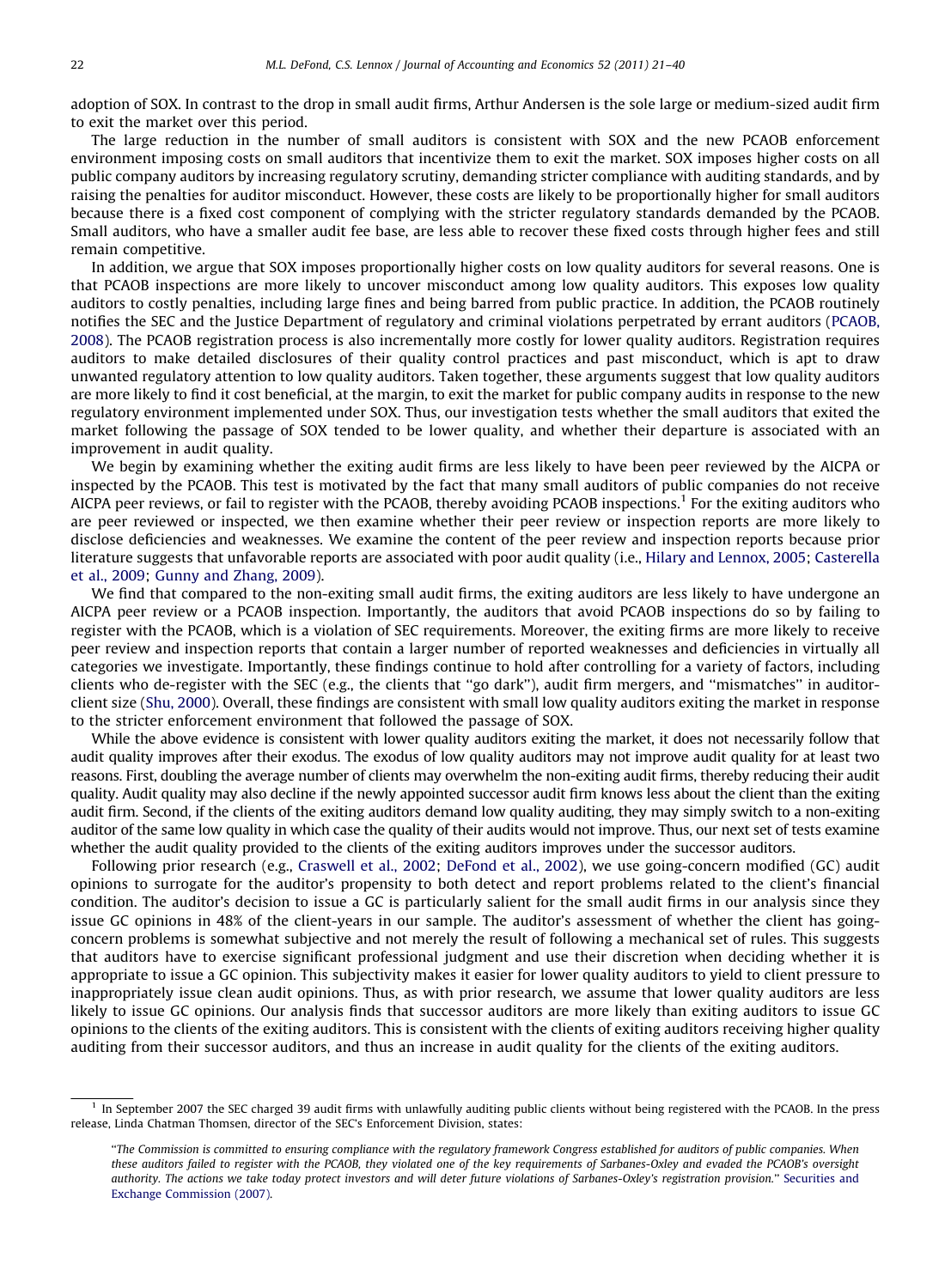adoption of SOX. In contrast to the drop in small audit firms, Arthur Andersen is the sole large or medium-sized audit firm to exit the market over this period.

The large reduction in the number of small auditors is consistent with SOX and the new PCAOB enforcement environment imposing costs on small auditors that incentivize them to exit the market. SOX imposes higher costs on all public company auditors by increasing regulatory scrutiny, demanding stricter compliance with auditing standards, and by raising the penalties for auditor misconduct. However, these costs are likely to be proportionally higher for small auditors because there is a fixed cost component of complying with the stricter regulatory standards demanded by the PCAOB. Small auditors, who have a smaller audit fee base, are less able to recover these fixed costs through higher fees and still remain competitive.

In addition, we argue that SOX imposes proportionally higher costs on low quality auditors for several reasons. One is that PCAOB inspections are more likely to uncover misconduct among low quality auditors. This exposes low quality auditors to costly penalties, including large fines and being barred from public practice. In addition, the PCAOB routinely notifies the SEC and the Justice Department of regulatory and criminal violations perpetrated by errant auditors (PCAOB, 2008). The PCAOB registration process is also incrementally more costly for lower quality auditors. Registration requires auditors to make detailed disclosures of their quality control practices and past misconduct, which is apt to draw unwanted regulatory attention to low quality auditors. Taken together, these arguments suggest that low quality auditors are more likely to find it cost beneficial, at the margin, to exit the market for public company audits in response to the new regulatory environment implemented under SOX. Thus, our investigation tests whether the small auditors that exited the market following the passage of SOX tended to be lower quality, and whether their departure is associated with an improvement in audit quality.

We begin by examining whether the exiting audit firms are less likely to have been peer reviewed by the AICPA or inspected by the PCAOB. This test is motivated by the fact that many small auditors of public companies do not receive AICPA peer reviews, or fail to register with the PCAOB, thereby avoiding PCAOB inspections.[1] For the exiting auditors who are peer reviewed or inspected, we then examine whether their peer review or inspection reports are more likely to disclose deficiencies and weaknesses. We examine the content of the peer review and inspection reports because prior literature suggests that unfavorable reports are associated with poor audit quality (i.e., Hilary and Lennox, 2005; Casterella et al., 2009; Gunny and Zhang, 2009).

We find that compared to the non-exiting small audit firms, the exiting auditors are less likely to have undergone an AICPA peer review or a PCAOB inspection. Importantly, the auditors that avoid PCAOB inspections do so by failing to register with the PCAOB, which is a violation of SEC requirements. Moreover, the exiting firms are more likely to receive peer review and inspection reports that contain a larger number of reported weaknesses and deficiencies in virtually all categories we investigate. Importantly, these findings continue to hold after controlling for a variety of factors, including clients who de-register with the SEC (e.g., the clients that "go dark"), audit firm mergers, and "mismatches" in auditor-client size (Shu, 2000). Overall, these findings are consistent with small low quality auditors exiting the market in response to the stricter enforcement environment that followed the passage of SOX.

While the above evidence is consistent with lower quality auditors exiting the market, it does not necessarily follow that audit quality improves after their exodus. The exodus of low quality auditors may not improve audit quality for at least two reasons. First, doubling the average number of clients may overwhelm the non-exiting audit firms, thereby reducing their audit quality. Audit quality may also decline if the newly appointed successor audit firm knows less about the client than the exiting audit firm. Second, if the clients of the exiting auditors demand low quality auditing, they may simply switch to a non-exiting auditor of the same low quality in which case the quality of their audits would not improve. Thus, our next set of tests examine whether the audit quality provided to the clients of the exiting auditors improves under the successor auditors.

Following prior research (e.g., Craswell et al., 2002; DeFond et al., 2002), we use going-concern modified (GC) audit opinions to surrogate for the auditor's propensity to both detect and report problems related to the client's financial condition. The auditor's decision to issue a GC is particularly salient for the small audit firms in our analysis since they issue GC opinions in 48% of the client-years in our sample. The auditor's assessment of whether the client has going-concern problems is somewhat subjective and not merely the result of following a mechanical set of rules. This suggests that auditors have to exercise significant professional judgment and use their discretion when deciding whether it is appropriate to issue a GC opinion. This subjectivity makes it easier for lower quality auditors to yield to client pressure to inappropriately issue clean audit opinions. Thus, as with prior research, we assume that lower quality auditors are less likely to issue GC opinions. Our analysis finds that successor auditors are more likely than exiting auditors to issue GC opinions to the clients of the exiting auditors. This is consistent with the clients of exiting auditors receiving higher quality auditing from their successor auditors, and thus an increase in audit quality for the clients of the exiting auditors.

---

[1] In September 2007 the SEC charged 39 audit firms with unlawfully auditing public clients without being registered with the PCAOB. In the press release, Linda Chatman Thomsen, director of the SEC's Enforcement Division, states:

"*The Commission is committed to ensuring compliance with the regulatory framework Congress established for auditors of public companies. When these auditors failed to register with the PCAOB, they violated one of the key requirements of Sarbanes-Oxley and evaded the PCAOB's oversight authority. The actions we take today protect investors and will deter future violations of Sarbanes-Oxley's registration provision.*" Securities and Exchange Commission (2007).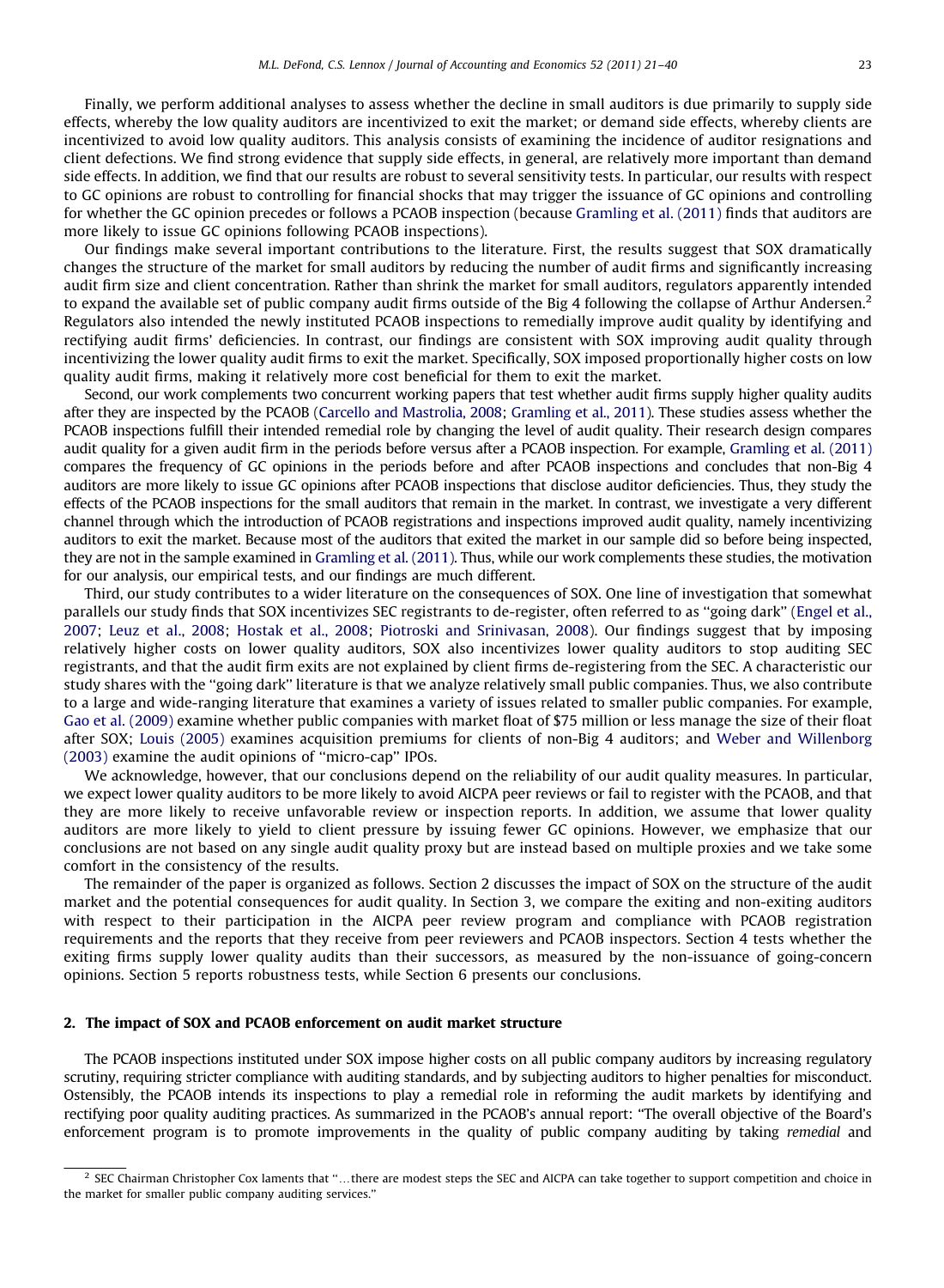Finally, we perform additional analyses to assess whether the decline in small auditors is due primarily to supply side effects, whereby the low quality auditors are incentivized to exit the market; or demand side effects, whereby clients are incentivized to avoid low quality auditors. This analysis consists of examining the incidence of auditor resignations and client defections. We find strong evidence that supply side effects, in general, are relatively more important than demand side effects. In addition, we find that our results are robust to several sensitivity tests. In particular, our results with respect to GC opinions are robust to controlling for financial shocks that may trigger the issuance of GC opinions and controlling for whether the GC opinion precedes or follows a PCAOB inspection (because Gramling et al. (2011) finds that auditors are more likely to issue GC opinions following PCAOB inspections).

Our findings make several important contributions to the literature. First, the results suggest that SOX dramatically changes the structure of the market for small auditors by reducing the number of audit firms and significantly increasing audit firm size and client concentration. Rather than shrink the market for small auditors, regulators apparently intended to expand the available set of public company audit firms outside of the Big 4 following the collapse of Arthur Andersen.[2] Regulators also intended the newly instituted PCAOB inspections to remedially improve audit quality by identifying and rectifying audit firms' deficiencies. In contrast, our findings are consistent with SOX improving audit quality through incentivizing the lower quality audit firms to exit the market. Specifically, SOX imposed proportionally higher costs on low quality audit firms, making it relatively more cost beneficial for them to exit the market.

Second, our work complements two concurrent working papers that test whether audit firms supply higher quality audits after they are inspected by the PCAOB (Carcello and Mastrolia, 2008; Gramling et al., 2011). These studies assess whether the PCAOB inspections fulfill their intended remedial role by changing the level of audit quality. Their research design compares audit quality for a given audit firm in the periods before versus after a PCAOB inspection. For example, Gramling et al. (2011) compares the frequency of GC opinions in the periods before and after PCAOB inspections and concludes that non-Big 4 auditors are more likely to issue GC opinions after PCAOB inspections that disclose auditor deficiencies. Thus, they study the effects of the PCAOB inspections for the small auditors that remain in the market. In contrast, we investigate a very different channel through which the introduction of PCAOB registrations and inspections improved audit quality, namely incentivizing auditors to exit the market. Because most of the auditors that exited the market in our sample did so before being inspected, they are not in the sample examined in Gramling et al. (2011). Thus, while our work complements these studies, the motivation for our analysis, our empirical tests, and our findings are much different.

Third, our study contributes to a wider literature on the consequences of SOX. One line of investigation that somewhat parallels our study finds that SOX incentivizes SEC registrants to de-register, often referred to as ''going dark'' (Engel et al., 2007; Leuz et al., 2008; Hostak et al., 2008; Piotroski and Srinivasan, 2008). Our findings suggest that by imposing relatively higher costs on lower quality auditors, SOX also incentivizes lower quality auditors to stop auditing SEC registrants, and that the audit firm exits are not explained by client firms de-registering from the SEC. A characteristic our study shares with the ''going dark'' literature is that we analyze relatively small public companies. Thus, we also contribute to a large and wide-ranging literature that examines a variety of issues related to smaller public companies. For example, Gao et al. (2009) examine whether public companies with market float of \$75 million or less manage the size of their float after SOX; Louis (2005) examines acquisition premiums for clients of non-Big 4 auditors; and Weber and Willenborg (2003) examine the audit opinions of ''micro-cap'' IPOs.

We acknowledge, however, that our conclusions depend on the reliability of our audit quality measures. In particular, we expect lower quality auditors to be more likely to avoid AICPA peer reviews or fail to register with the PCAOB, and that they are more likely to receive unfavorable review or inspection reports. In addition, we assume that lower quality auditors are more likely to yield to client pressure by issuing fewer GC opinions. However, we emphasize that our conclusions are not based on any single audit quality proxy but are instead based on multiple proxies and we take some comfort in the consistency of the results.

The remainder of the paper is organized as follows. Section 2 discusses the impact of SOX on the structure of the audit market and the potential consequences for audit quality. In Section 3, we compare the exiting and non-exiting auditors with respect to their participation in the AICPA peer review program and compliance with PCAOB registration requirements and the reports that they receive from peer reviewers and PCAOB inspectors. Section 4 tests whether the exiting firms supply lower quality audits than their successors, as measured by the non-issuance of going-concern opinions. Section 5 reports robustness tests, while Section 6 presents our conclusions.

## 2. The impact of SOX and PCAOB enforcement on audit market structure

The PCAOB inspections instituted under SOX impose higher costs on all public company auditors by increasing regulatory scrutiny, requiring stricter compliance with auditing standards, and by subjecting auditors to higher penalties for misconduct. Ostensibly, the PCAOB intends its inspections to play a remedial role in reforming the audit markets by identifying and rectifying poor quality auditing practices. As summarized in the PCAOB's annual report: ''The overall objective of the Board's enforcement program is to promote improvements in the quality of public company auditing by taking *remedial* and

---

[2] SEC Chairman Christopher Cox laments that ''…there are modest steps the SEC and AICPA can take together to support competition and choice in the market for smaller public company auditing services.''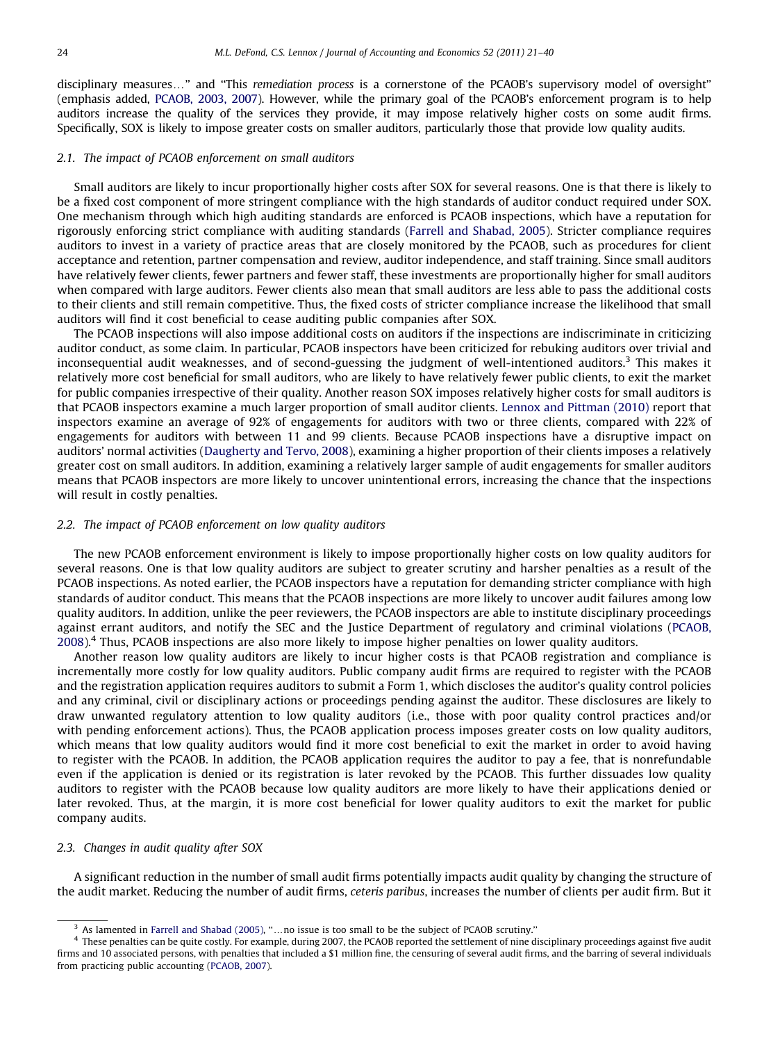disciplinary measures…" and "This *remediation process* is a cornerstone of the PCAOB's supervisory model of oversight" (emphasis added, PCAOB, 2003, 2007). However, while the primary goal of the PCAOB's enforcement program is to help auditors increase the quality of the services they provide, it may impose relatively higher costs on some audit firms. Specifically, SOX is likely to impose greater costs on smaller auditors, particularly those that provide low quality audits.

### 2.1. The impact of PCAOB enforcement on small auditors

Small auditors are likely to incur proportionally higher costs after SOX for several reasons. One is that there is likely to be a fixed cost component of more stringent compliance with the high standards of auditor conduct required under SOX. One mechanism through which high auditing standards are enforced is PCAOB inspections, which have a reputation for rigorously enforcing strict compliance with auditing standards (Farrell and Shabad, 2005). Stricter compliance requires auditors to invest in a variety of practice areas that are closely monitored by the PCAOB, such as procedures for client acceptance and retention, partner compensation and review, auditor independence, and staff training. Since small auditors have relatively fewer clients, fewer partners and fewer staff, these investments are proportionally higher for small auditors when compared with large auditors. Fewer clients also mean that small auditors are less able to pass the additional costs to their clients and still remain competitive. Thus, the fixed costs of stricter compliance increase the likelihood that small auditors will find it cost beneficial to cease auditing public companies after SOX.

The PCAOB inspections will also impose additional costs on auditors if the inspections are indiscriminate in criticizing auditor conduct, as some claim. In particular, PCAOB inspectors have been criticized for rebuking auditors over trivial and inconsequential audit weaknesses, and of second-guessing the judgment of well-intentioned auditors.[3] This makes it relatively more cost beneficial for small auditors, who are likely to have relatively fewer public clients, to exit the market for public companies irrespective of their quality. Another reason SOX imposes relatively higher costs for small auditors is that PCAOB inspectors examine a much larger proportion of small auditor clients. Lennox and Pittman (2010) report that inspectors examine an average of 92% of engagements for auditors with two or three clients, compared with 22% of engagements for auditors with between 11 and 99 clients. Because PCAOB inspections have a disruptive impact on auditors' normal activities (Daugherty and Tervo, 2008), examining a higher proportion of their clients imposes a relatively greater cost on small auditors. In addition, examining a relatively larger sample of audit engagements for smaller auditors means that PCAOB inspectors are more likely to uncover unintentional errors, increasing the chance that the inspections will result in costly penalties.

### 2.2. The impact of PCAOB enforcement on low quality auditors

The new PCAOB enforcement environment is likely to impose proportionally higher costs on low quality auditors for several reasons. One is that low quality auditors are subject to greater scrutiny and harsher penalties as a result of the PCAOB inspections. As noted earlier, the PCAOB inspectors have a reputation for demanding stricter compliance with high standards of auditor conduct. This means that the PCAOB inspections are more likely to uncover audit failures among low quality auditors. In addition, unlike the peer reviewers, the PCAOB inspectors are able to institute disciplinary proceedings against errant auditors, and notify the SEC and the Justice Department of regulatory and criminal violations (PCAOB, 2008).[4] Thus, PCAOB inspections are also more likely to impose higher penalties on lower quality auditors.

Another reason low quality auditors are likely to incur higher costs is that PCAOB registration and compliance is incrementally more costly for low quality auditors. Public company audit firms are required to register with the PCAOB and the registration application requires auditors to submit a Form 1, which discloses the auditor's quality control policies and any criminal, civil or disciplinary actions or proceedings pending against the auditor. These disclosures are likely to draw unwanted regulatory attention to low quality auditors (i.e., those with poor quality control practices and/or with pending enforcement actions). Thus, the PCAOB application process imposes greater costs on low quality auditors, which means that low quality auditors would find it more cost beneficial to exit the market in order to avoid having to register with the PCAOB. In addition, the PCAOB application requires the auditor to pay a fee, that is nonrefundable even if the application is denied or its registration is later revoked by the PCAOB. This further dissuades low quality auditors to register with the PCAOB because low quality auditors are more likely to have their applications denied or later revoked. Thus, at the margin, it is more cost beneficial for lower quality auditors to exit the market for public company audits.

### 2.3. Changes in audit quality after SOX

A significant reduction in the number of small audit firms potentially impacts audit quality by changing the structure of the audit market. Reducing the number of audit firms, *ceteris paribus*, increases the number of clients per audit firm. But it

---

[3] As lamented in Farrell and Shabad (2005), "…no issue is too small to be the subject of PCAOB scrutiny."

[4] These penalties can be quite costly. For example, during 2007, the PCAOB reported the settlement of nine disciplinary proceedings against five audit firms and 10 associated persons, with penalties that included a $1 million fine, the censuring of several audit firms, and the barring of several individuals from practicing public accounting (PCAOB, 2007).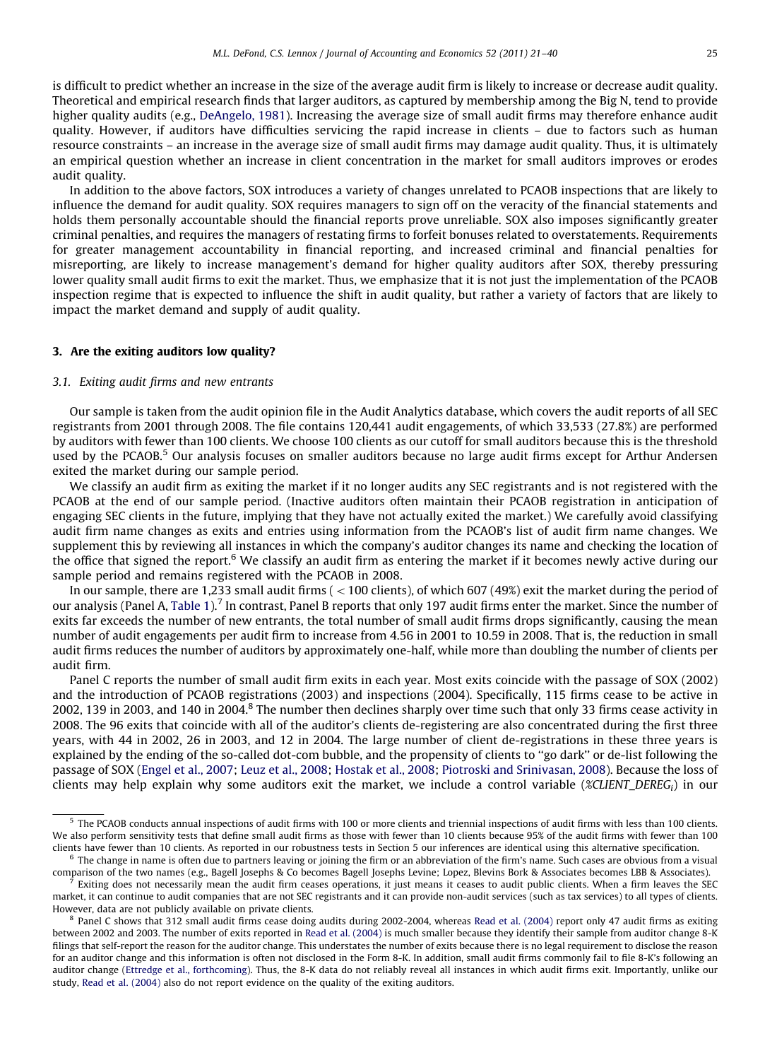is difficult to predict whether an increase in the size of the average audit firm is likely to increase or decrease audit quality. Theoretical and empirical research finds that larger auditors, as captured by membership among the Big N, tend to provide higher quality audits (e.g., DeAngelo, 1981). Increasing the average size of small audit firms may therefore enhance audit quality. However, if auditors have difficulties servicing the rapid increase in clients – due to factors such as human resource constraints – an increase in the average size of small audit firms may damage audit quality. Thus, it is ultimately an empirical question whether an increase in client concentration in the market for small auditors improves or erodes audit quality.

In addition to the above factors, SOX introduces a variety of changes unrelated to PCAOB inspections that are likely to influence the demand for audit quality. SOX requires managers to sign off on the veracity of the financial statements and holds them personally accountable should the financial reports prove unreliable. SOX also imposes significantly greater criminal penalties, and requires the managers of restating firms to forfeit bonuses related to overstatements. Requirements for greater management accountability in financial reporting, and increased criminal and financial penalties for misreporting, are likely to increase management's demand for higher quality auditors after SOX, thereby pressuring lower quality small audit firms to exit the market. Thus, we emphasize that it is not just the implementation of the PCAOB inspection regime that is expected to influence the shift in audit quality, but rather a variety of factors that are likely to impact the market demand and supply of audit quality.

## 3. Are the exiting auditors low quality?

### 3.1. Exiting audit firms and new entrants

Our sample is taken from the audit opinion file in the Audit Analytics database, which covers the audit reports of all SEC registrants from 2001 through 2008. The file contains 120,441 audit engagements, of which 33,533 (27.8%) are performed by auditors with fewer than 100 clients. We choose 100 clients as our cutoff for small auditors because this is the threshold used by the PCAOB.[5] Our analysis focuses on smaller auditors because no large audit firms except for Arthur Andersen exited the market during our sample period.

We classify an audit firm as exiting the market if it no longer audits any SEC registrants and is not registered with the PCAOB at the end of our sample period. (Inactive auditors often maintain their PCAOB registration in anticipation of engaging SEC clients in the future, implying that they have not actually exited the market.) We carefully avoid classifying audit firm name changes as exits and entries using information from the PCAOB's list of audit firm name changes. We supplement this by reviewing all instances in which the company's auditor changes its name and checking the location of the office that signed the report.[6] We classify an audit firm as entering the market if it becomes newly active during our sample period and remains registered with the PCAOB in 2008.

In our sample, there are 1,233 small audit firms ( < 100 clients), of which 607 (49%) exit the market during the period of our analysis (Panel A, Table 1).[7] In contrast, Panel B reports that only 197 audit firms enter the market. Since the number of exits far exceeds the number of new entrants, the total number of small audit firms drops significantly, causing the mean number of audit engagements per audit firm to increase from 4.56 in 2001 to 10.59 in 2008. That is, the reduction in small audit firms reduces the number of auditors by approximately one-half, while more than doubling the number of clients per audit firm.

Panel C reports the number of small audit firm exits in each year. Most exits coincide with the passage of SOX (2002) and the introduction of PCAOB registrations (2003) and inspections (2004). Specifically, 115 firms cease to be active in 2002, 139 in 2003, and 140 in 2004.[8] The number then declines sharply over time such that only 33 firms cease activity in 2008. The 96 exits that coincide with all of the auditor's clients de-registering are also concentrated during the first three years, with 44 in 2002, 26 in 2003, and 12 in 2004. The large number of client de-registrations in these three years is explained by the ending of the so-called dot-com bubble, and the propensity of clients to "go dark" or de-list following the passage of SOX (Engel et al., 2007; Leuz et al., 2008; Hostak et al., 2008; Piotroski and Srinivasan, 2008). Because the loss of clients may help explain why some auditors exit the market, we include a control variable (*%CLIENT_DEREG*$_i$) in our

---

[5] The PCAOB conducts annual inspections of audit firms with 100 or more clients and triennial inspections of audit firms with less than 100 clients. We also perform sensitivity tests that define small audit firms as those with fewer than 10 clients because 95% of the audit firms with fewer than 100 clients have fewer than 10 clients. As reported in our robustness tests in Section 5 our inferences are identical using this alternative specification.

[6] The change in name is often due to partners leaving or joining the firm or an abbreviation of the firm's name. Such cases are obvious from a visual comparison of the two names (e.g., Bagell Josephs & Co becomes Bagell Josephs Levine; Lopez, Blevins Bork & Associates becomes LBB & Associates).

[7] Exiting does not necessarily mean the audit firm ceases operations, it just means it ceases to audit public clients. When a firm leaves the SEC market, it can continue to audit companies that are not SEC registrants and it can provide non-audit services (such as tax services) to all types of clients. However, data are not publicly available on private clients.

[8] Panel C shows that 312 small audit firms cease doing audits during 2002-2004, whereas Read et al. (2004) report only 47 audit firms as exiting between 2002 and 2003. The number of exits reported in Read et al. (2004) is much smaller because they identify their sample from auditor change 8-K filings that self-report the reason for the auditor change. This understates the number of exits because there is no legal requirement to disclose the reason for an auditor change and this information is often not disclosed in the Form 8-K. In addition, small audit firms commonly fail to file 8-K's following an auditor change (Ettredge et al., forthcoming). Thus, the 8-K data do not reliably reveal all instances in which audit firms exit. Importantly, unlike our study, Read et al. (2004) also do not report evidence on the quality of the exiting auditors.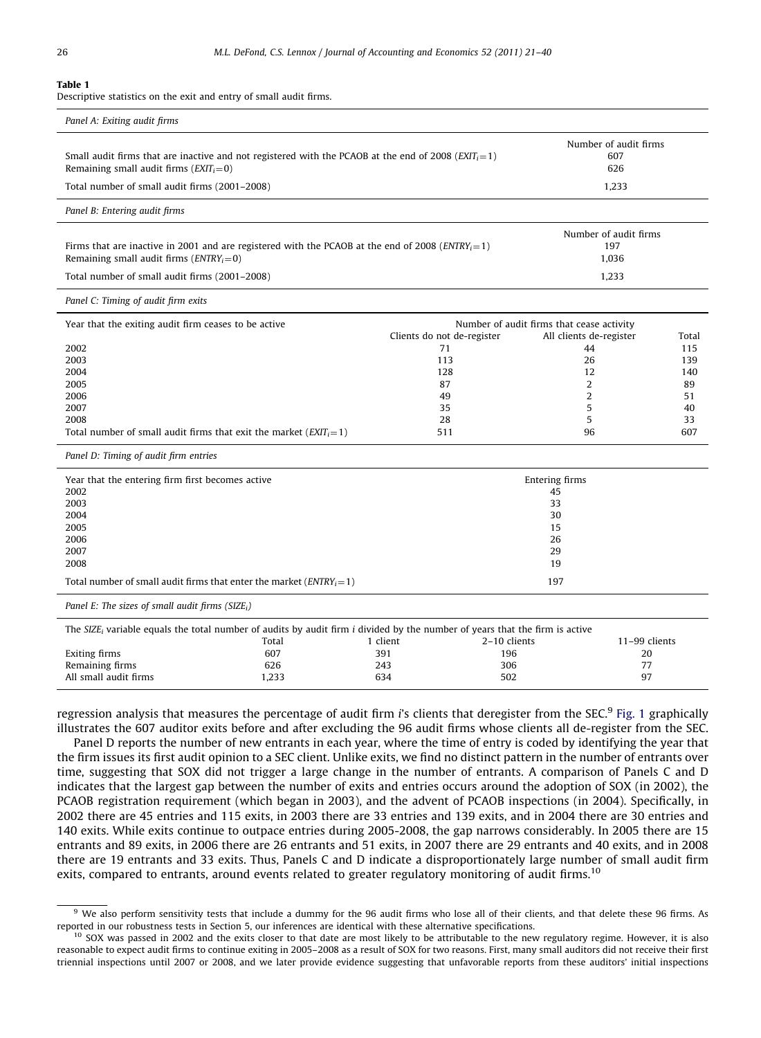**Table 1**
Descriptive statistics on the exit and entry of small audit firms.

*Panel A: Exiting audit firms*

| | Number of audit firms |
|---|---|
| Small audit firms that are inactive and not registered with the PCAOB at the end of 2008 ($EXIT_i = 1$) | 607 |
| Remaining small audit firms ($EXIT_i = 0$) | 626 |
| Total number of small audit firms (2001–2008) | 1,233 |

*Panel B: Entering audit firms*

| | Number of audit firms |
|---|---|
| Firms that are inactive in 2001 and are registered with the PCAOB at the end of 2008 ($ENTRY_i = 1$) | 197 |
| Remaining small audit firms ($ENTRY_i = 0$) | 1,036 |
| Total number of small audit firms (2001–2008) | 1,233 |

*Panel C: Timing of audit firm exits*

| Year that the exiting audit firm ceases to be active | Number of audit firms that cease activity | | |
|---|---|---|---|
| | Clients do not de-register | All clients de-register | Total |
| 2002 | 71 | 44 | 115 |
| 2003 | 113 | 26 | 139 |
| 2004 | 128 | 12 | 140 |
| 2005 | 87 | 2 | 89 |
| 2006 | 49 | 2 | 51 |
| 2007 | 35 | 5 | 40 |
| 2008 | 28 | 5 | 33 |
| Total number of small audit firms that exit the market ($EXIT_i = 1$) | 511 | 96 | 607 |

*Panel D: Timing of audit firm entries*

| Year that the entering firm first becomes active | Entering firms |
|---|---|
| 2002 | 45 |
| 2003 | 33 |
| 2004 | 30 |
| 2005 | 15 |
| 2006 | 26 |
| 2007 | 29 |
| 2008 | 19 |
| Total number of small audit firms that enter the market ($ENTRY_i = 1$) | 197 |

*Panel E: The sizes of small audit firms ($SIZE_i$)*

The $SIZE_i$ variable equals the total number of audits by audit firm $i$ divided by the number of years that the firm is active

| | Total | 1 client | 2–10 clients | 11–99 clients |
|---|---|---|---|---|
| Exiting firms | 607 | 391 | 196 | 20 |
| Remaining firms | 626 | 243 | 306 | 77 |
| All small audit firms | 1,233 | 634 | 502 | 97 |

regression analysis that measures the percentage of audit firm $i$'s clients that deregister from the SEC.[9] Fig. 1 graphically illustrates the 607 auditor exits before and after excluding the 96 audit firms whose clients all de-register from the SEC.

Panel D reports the number of new entrants in each year, where the time of entry is coded by identifying the year that the firm issues its first audit opinion to a SEC client. Unlike exits, we find no distinct pattern in the number of entrants over time, suggesting that SOX did not trigger a large change in the number of entrants. A comparison of Panels C and D indicates that the largest gap between the number of exits and entries occurs around the adoption of SOX (in 2002), the PCAOB registration requirement (which began in 2003), and the advent of PCAOB inspections (in 2004). Specifically, in 2002 there are 45 entries and 115 exits, in 2003 there are 33 entries and 139 exits, and in 2004 there are 30 entries and 140 exits. While exits continue to outpace entries during 2005-2008, the gap narrows considerably. In 2005 there are 15 entrants and 89 exits, in 2006 there are 26 entrants and 51 exits, in 2007 there are 29 entrants and 40 exits, and in 2008 there are 19 entrants and 33 exits. Thus, Panels C and D indicate a disproportionately large number of small audit firm exits, compared to entrants, around events related to greater regulatory monitoring of audit firms.[10]

[9] We also perform sensitivity tests that include a dummy for the 96 audit firms who lose all of their clients, and that delete these 96 firms. As reported in our robustness tests in Section 5, our inferences are identical with these alternative specifications.

[10] SOX was passed in 2002 and the exits closer to that date are most likely to be attributable to the new regulatory regime. However, it is also reasonable to expect audit firms to continue exiting in 2005–2008 as a result of SOX for two reasons. First, many small auditors did not receive their first triennial inspections until 2007 or 2008, and we later provide evidence suggesting that unfavorable reports from these auditors' initial inspections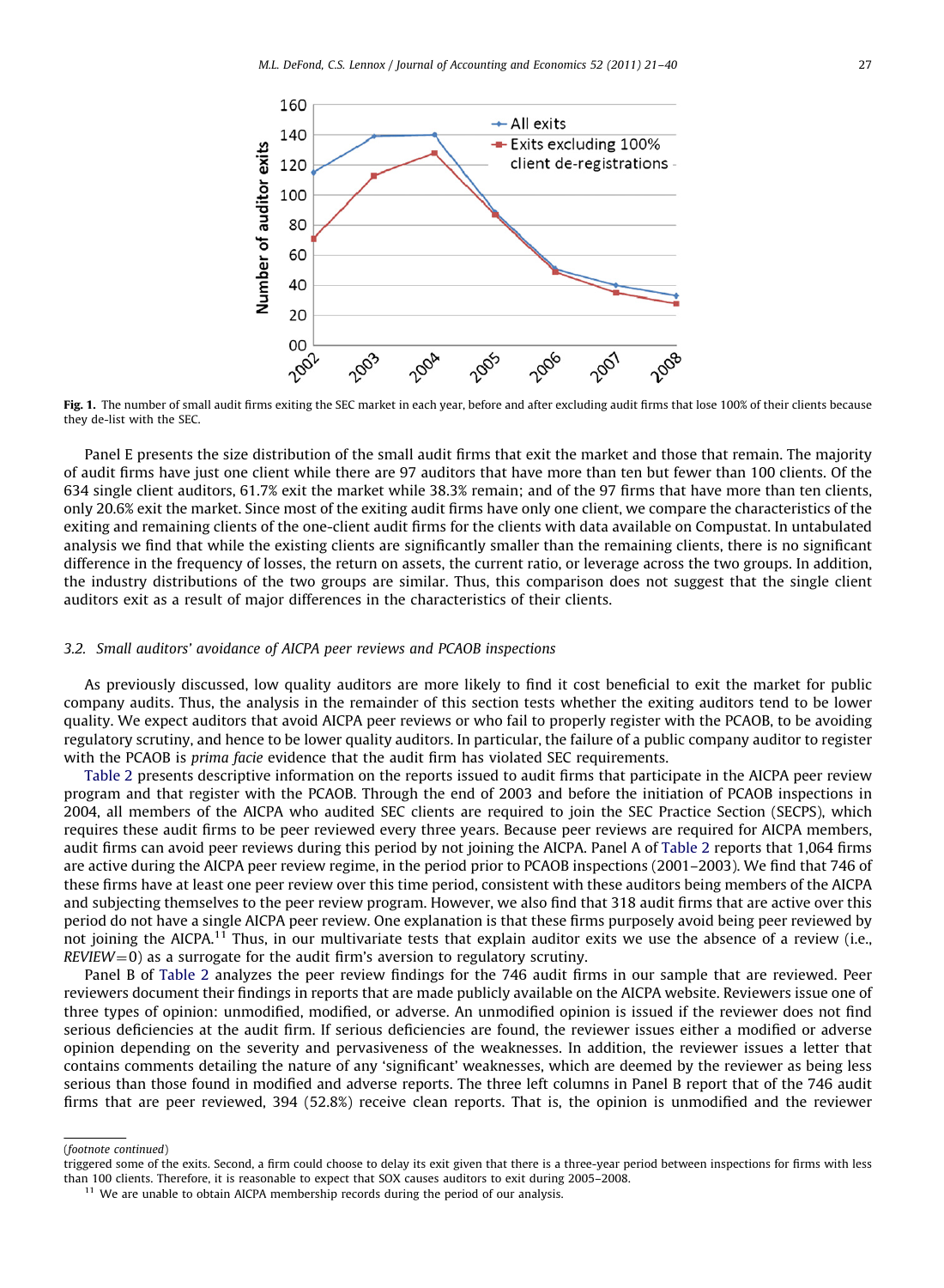**Fig. 1.** The number of small audit firms exiting the SEC market in each year, before and after excluding audit firms that lose 100% of their clients because they de-list with the SEC.

Panel E presents the size distribution of the small audit firms that exit the market and those that remain. The majority of audit firms have just one client while there are 97 auditors that have more than ten but fewer than 100 clients. Of the 634 single client auditors, 61.7% exit the market while 38.3% remain; and of the 97 firms that have more than ten clients, only 20.6% exit the market. Since most of the exiting audit firms have only one client, we compare the characteristics of the exiting and remaining clients of the one-client audit firms for the clients with data available on Compustat. In untabulated analysis we find that while the existing clients are significantly smaller than the remaining clients, there is no significant difference in the frequency of losses, the return on assets, the current ratio, or leverage across the two groups. In addition, the industry distributions of the two groups are similar. Thus, this comparison does not suggest that the single client auditors exit as a result of major differences in the characteristics of their clients.

### 3.2. Small auditors' avoidance of AICPA peer reviews and PCAOB inspections

As previously discussed, low quality auditors are more likely to find it cost beneficial to exit the market for public company audits. Thus, the analysis in the remainder of this section tests whether the exiting auditors tend to be lower quality. We expect auditors that avoid AICPA peer reviews or who fail to properly register with the PCAOB, to be avoiding regulatory scrutiny, and hence to be lower quality auditors. In particular, the failure of a public company auditor to register with the PCAOB is *prima facie* evidence that the audit firm has violated SEC requirements.

Table 2 presents descriptive information on the reports issued to audit firms that participate in the AICPA peer review program and that register with the PCAOB. Through the end of 2003 and before the initiation of PCAOB inspections in 2004, all members of the AICPA who audited SEC clients are required to join the SEC Practice Section (SECPS), which requires these audit firms to be peer reviewed every three years. Because peer reviews are required for AICPA members, audit firms can avoid peer reviews during this period by not joining the AICPA. Panel A of Table 2 reports that 1,064 firms are active during the AICPA peer review regime, in the period prior to PCAOB inspections (2001–2003). We find that 746 of these firms have at least one peer review over this time period, consistent with these auditors being members of the AICPA and subjecting themselves to the peer review program. However, we also find that 318 audit firms that are active over this period do not have a single AICPA peer review. One explanation is that these firms purposely avoid being peer reviewed by not joining the AICPA.[11] Thus, in our multivariate tests that explain auditor exits we use the absence of a review (i.e., $REVIEW = 0$) as a surrogate for the audit firm's aversion to regulatory scrutiny.

Panel B of Table 2 analyzes the peer review findings for the 746 audit firms in our sample that are reviewed. Peer reviewers document their findings in reports that are made publicly available on the AICPA website. Reviewers issue one of three types of opinion: unmodified, modified, or adverse. An unmodified opinion is issued if the reviewer does not find serious deficiencies at the audit firm. If serious deficiencies are found, the reviewer issues either a modified or adverse opinion depending on the severity and pervasiveness of the weaknesses. In addition, the reviewer issues a letter that contains comments detailing the nature of any 'significant' weaknesses, which are deemed by the reviewer as being less serious than those found in modified and adverse reports. The three left columns in Panel B report that of the 746 audit firms that are peer reviewed, 394 (52.8%) receive clean reports. That is, the opinion is unmodified and the reviewer

(*footnote continued*)
triggered some of the exits. Second, a firm could choose to delay its exit given that there is a three-year period between inspections for firms with less than 100 clients. Therefore, it is reasonable to expect that SOX causes auditors to exit during 2005–2008.

[11] We are unable to obtain AICPA membership records during the period of our analysis.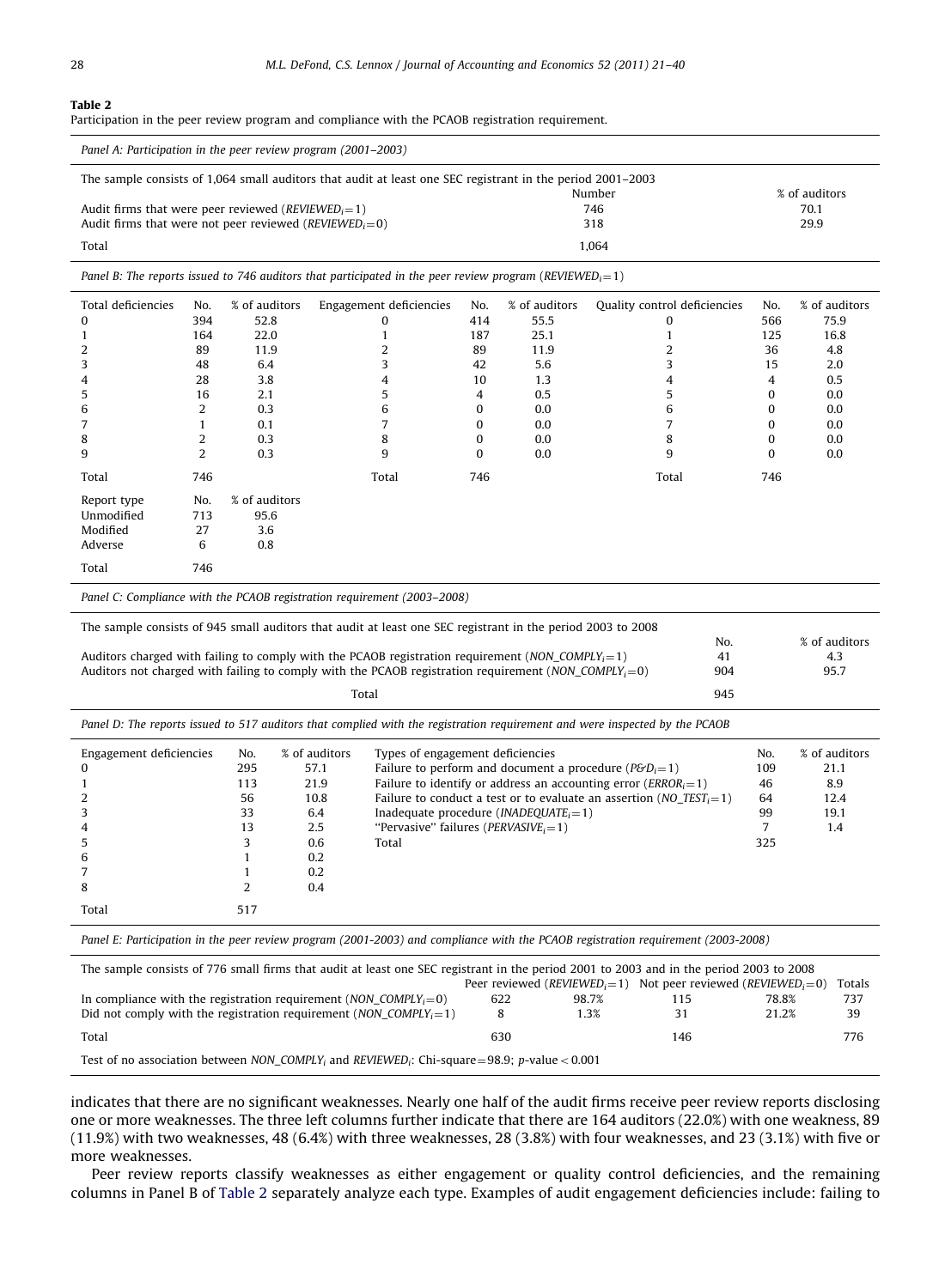**Table 2**
Participation in the peer review program and compliance with the PCAOB registration requirement.

*Panel A: Participation in the peer review program (2001–2003)*

The sample consists of 1,064 small auditors that audit at least one SEC registrant in the period 2001–2003

| | Number | % of auditors |
|---|---|---|
| Audit firms that were peer reviewed ($REVIEWED_i = 1$) | 746 | 70.1 |
| Audit firms that were not peer reviewed ($REVIEWED_i = 0$) | 318 | 29.9 |
| Total | 1,064 | |

*Panel B: The reports issued to 746 auditors that participated in the peer review program ($REVIEWED_i = 1$)*

| Total deficiencies | No. | % of auditors | Engagement deficiencies | No. | % of auditors | Quality control deficiencies | No. | % of auditors |
|---|---|---|---|---|---|---|---|---|
| 0 | 394 | 52.8 | 0 | 414 | 55.5 | 0 | 566 | 75.9 |
| 1 | 164 | 22.0 | 1 | 187 | 25.1 | 1 | 125 | 16.8 |
| 2 | 89 | 11.9 | 2 | 89 | 11.9 | 2 | 36 | 4.8 |
| 3 | 48 | 6.4 | 3 | 42 | 5.6 | 3 | 15 | 2.0 |
| 4 | 28 | 3.8 | 4 | 10 | 1.3 | 4 | 4 | 0.5 |
| 5 | 16 | 2.1 | 5 | 4 | 0.5 | 5 | 0 | 0.0 |
| 6 | 2 | 0.3 | 6 | 0 | 0.0 | 6 | 0 | 0.0 |
| 7 | 1 | 0.1 | 7 | 0 | 0.0 | 7 | 0 | 0.0 |
| 8 | 2 | 0.3 | 8 | 0 | 0.0 | 8 | 0 | 0.0 |
| 9 | 2 | 0.3 | 9 | 0 | 0.0 | 9 | 0 | 0.0 |
| Total | 746 | | Total | 746 | | Total | 746 | |

| Report type | No. | % of auditors |
|---|---|---|
| Unmodified | 713 | 95.6 |
| Modified | 27 | 3.6 |
| Adverse | 6 | 0.8 |
| Total | 746 | |

*Panel C: Compliance with the PCAOB registration requirement (2003–2008)*

The sample consists of 945 small auditors that audit at least one SEC registrant in the period 2003 to 2008

| | No. | % of auditors |
|---|---|---|
| Auditors charged with failing to comply with the PCAOB registration requirement ($NON\_COMPLY_i = 1$) | 41 | 4.3 |
| Auditors not charged with failing to comply with the PCAOB registration requirement ($NON\_COMPLY_i = 0$) | 904 | 95.7 |
| Total | 945 | |

*Panel D: The reports issued to 517 auditors that complied with the registration requirement and were inspected by the PCAOB*

| Engagement deficiencies | No. | % of auditors | Types of engagement deficiencies | No. | % of auditors |
|---|---|---|---|---|---|
| 0 | 295 | 57.1 | Failure to perform and document a procedure ($P\&D_i = 1$) | 109 | 21.1 |
| 1 | 113 | 21.9 | Failure to identify or address an accounting error ($ERROR_i = 1$) | 46 | 8.9 |
| 2 | 56 | 10.8 | Failure to conduct a test or to evaluate an assertion ($NO\_TEST_i = 1$) | 64 | 12.4 |
| 3 | 33 | 6.4 | Inadequate procedure ($INADEQUATE_i = 1$) | 99 | 19.1 |
| 4 | 13 | 2.5 | "Pervasive" failures ($PERVASIVE_i = 1$) | 7 | 1.4 |
| 5 | 3 | 0.6 | Total | 325 | |
| 6 | 1 | 0.2 | | | |
| 7 | 1 | 0.2 | | | |
| 8 | 2 | 0.4 | | | |
| Total | 517 | | | | |

*Panel E: Participation in the peer review program (2001-2003) and compliance with the PCAOB registration requirement (2003-2008)*

The sample consists of 776 small firms that audit at least one SEC registrant in the period 2001 to 2003 and in the period 2003 to 2008

| | Peer reviewed ($REVIEWED_i = 1$) | | Not peer reviewed ($REVIEWED_i = 0$) | | Totals |
|---|---|---|---|---|---|
| In compliance with the registration requirement ($NON\_COMPLY_i = 0$) | 622 | 98.7% | 115 | 78.8% | 737 |
| Did not comply with the registration requirement ($NON\_COMPLY_i = 1$) | 8 | 1.3% | 31 | 21.2% | 39 |
| Total | 630 | | 146 | | 776 |

Test of no association between $NON\_COMPLY_i$ and $REVIEWED_i$: Chi-square = 98.9; $p$-value < 0.001

indicates that there are no significant weaknesses. Nearly one half of the audit firms receive peer review reports disclosing one or more weaknesses. The three left columns further indicate that there are 164 auditors (22.0%) with one weakness, 89 (11.9%) with two weaknesses, 48 (6.4%) with three weaknesses, 28 (3.8%) with four weaknesses, and 23 (3.1%) with five or more weaknesses.

Peer review reports classify weaknesses as either engagement or quality control deficiencies, and the remaining columns in Panel B of Table 2 separately analyze each type. Examples of audit engagement deficiencies include: failing to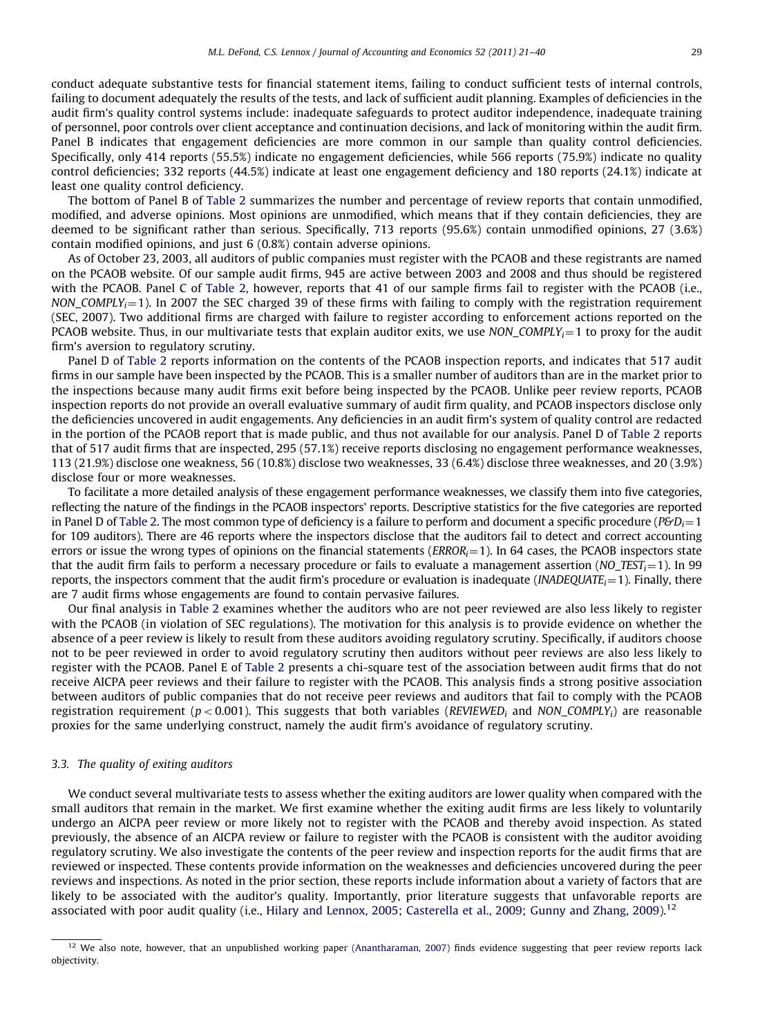conduct adequate substantive tests for financial statement items, failing to conduct sufficient tests of internal controls, failing to document adequately the results of the tests, and lack of sufficient audit planning. Examples of deficiencies in the audit firm's quality control systems include: inadequate safeguards to protect auditor independence, inadequate training of personnel, poor controls over client acceptance and continuation decisions, and lack of monitoring within the audit firm. Panel B indicates that engagement deficiencies are more common in our sample than quality control deficiencies. Specifically, only 414 reports (55.5%) indicate no engagement deficiencies, while 566 reports (75.9%) indicate no quality control deficiencies; 332 reports (44.5%) indicate at least one engagement deficiency and 180 reports (24.1%) indicate at least one quality control deficiency.

The bottom of Panel B of Table 2 summarizes the number and percentage of review reports that contain unmodified, modified, and adverse opinions. Most opinions are unmodified, which means that if they contain deficiencies, they are deemed to be significant rather than serious. Specifically, 713 reports (95.6%) contain unmodified opinions, 27 (3.6%) contain modified opinions, and just 6 (0.8%) contain adverse opinions.

As of October 23, 2003, all auditors of public companies must register with the PCAOB and these registrants are named on the PCAOB website. Of our sample audit firms, 945 are active between 2003 and 2008 and thus should be registered with the PCAOB. Panel C of Table 2, however, reports that 41 of our sample firms fail to register with the PCAOB (i.e., $NON\_COMPLY_i = 1$). In 2007 the SEC charged 39 of these firms with failing to comply with the registration requirement (SEC, 2007). Two additional firms are charged with failure to register according to enforcement actions reported on the PCAOB website. Thus, in our multivariate tests that explain auditor exits, we use $NON\_COMPLY_i = 1$ to proxy for the audit firm's aversion to regulatory scrutiny.

Panel D of Table 2 reports information on the contents of the PCAOB inspection reports, and indicates that 517 audit firms in our sample have been inspected by the PCAOB. This is a smaller number of auditors than are in the market prior to the inspections because many audit firms exit before being inspected by the PCAOB. Unlike peer review reports, PCAOB inspection reports do not provide an overall evaluative summary of audit firm quality, and PCAOB inspectors disclose only the deficiencies uncovered in audit engagements. Any deficiencies in an audit firm's system of quality control are redacted in the portion of the PCAOB report that is made public, and thus not available for our analysis. Panel D of Table 2 reports that of 517 audit firms that are inspected, 295 (57.1%) receive reports disclosing no engagement performance weaknesses, 113 (21.9%) disclose one weakness, 56 (10.8%) disclose two weaknesses, 33 (6.4%) disclose three weaknesses, and 20 (3.9%) disclose four or more weaknesses.

To facilitate a more detailed analysis of these engagement performance weaknesses, we classify them into five categories, reflecting the nature of the findings in the PCAOB inspectors' reports. Descriptive statistics for the five categories are reported in Panel D of Table 2. The most common type of deficiency is a failure to perform and document a specific procedure ($P\&D_i = 1$ for 109 auditors). There are 46 reports where the inspectors disclose that the auditors fail to detect and correct accounting errors or issue the wrong types of opinions on the financial statements ($ERROR_i = 1$). In 64 cases, the PCAOB inspectors state that the audit firm fails to perform a necessary procedure or fails to evaluate a management assertion ($NO\_TEST_i = 1$). In 99 reports, the inspectors comment that the audit firm's procedure or evaluation is inadequate ($INADEQUATE_i = 1$). Finally, there are 7 audit firms whose engagements are found to contain pervasive failures.

Our final analysis in Table 2 examines whether the auditors who are not peer reviewed are also less likely to register with the PCAOB (in violation of SEC regulations). The motivation for this analysis is to provide evidence on whether the absence of a peer review is likely to result from these auditors avoiding regulatory scrutiny. Specifically, if auditors choose not to be peer reviewed in order to avoid regulatory scrutiny then auditors without peer reviews are also less likely to register with the PCAOB. Panel E of Table 2 presents a chi-square test of the association between audit firms that do not receive AICPA peer reviews and their failure to register with the PCAOB. This analysis finds a strong positive association between auditors of public companies that do not receive peer reviews and auditors that fail to comply with the PCAOB registration requirement ($p < 0.001$). This suggests that both variables ($REVIEWED_i$ and $NON\_COMPLY_i$) are reasonable proxies for the same underlying construct, namely the audit firm's avoidance of regulatory scrutiny.

### 3.3. The quality of exiting auditors

We conduct several multivariate tests to assess whether the exiting auditors are lower quality when compared with the small auditors that remain in the market. We first examine whether the exiting audit firms are less likely to voluntarily undergo an AICPA peer review or more likely not to register with the PCAOB and thereby avoid inspection. As stated previously, the absence of an AICPA review or failure to register with the PCAOB is consistent with the auditor avoiding regulatory scrutiny. We also investigate the contents of the peer review and inspection reports for the audit firms that are reviewed or inspected. These contents provide information on the weaknesses and deficiencies uncovered during the peer reviews and inspections. As noted in the prior section, these reports include information about a variety of factors that are likely to be associated with the auditor's quality. Importantly, prior literature suggests that unfavorable reports are associated with poor audit quality (i.e., Hilary and Lennox, 2005; Casterella et al., 2009; Gunny and Zhang, 2009).[12]

---

[12] We also note, however, that an unpublished working paper (Anantharaman, 2007) finds evidence suggesting that peer review reports lack objectivity.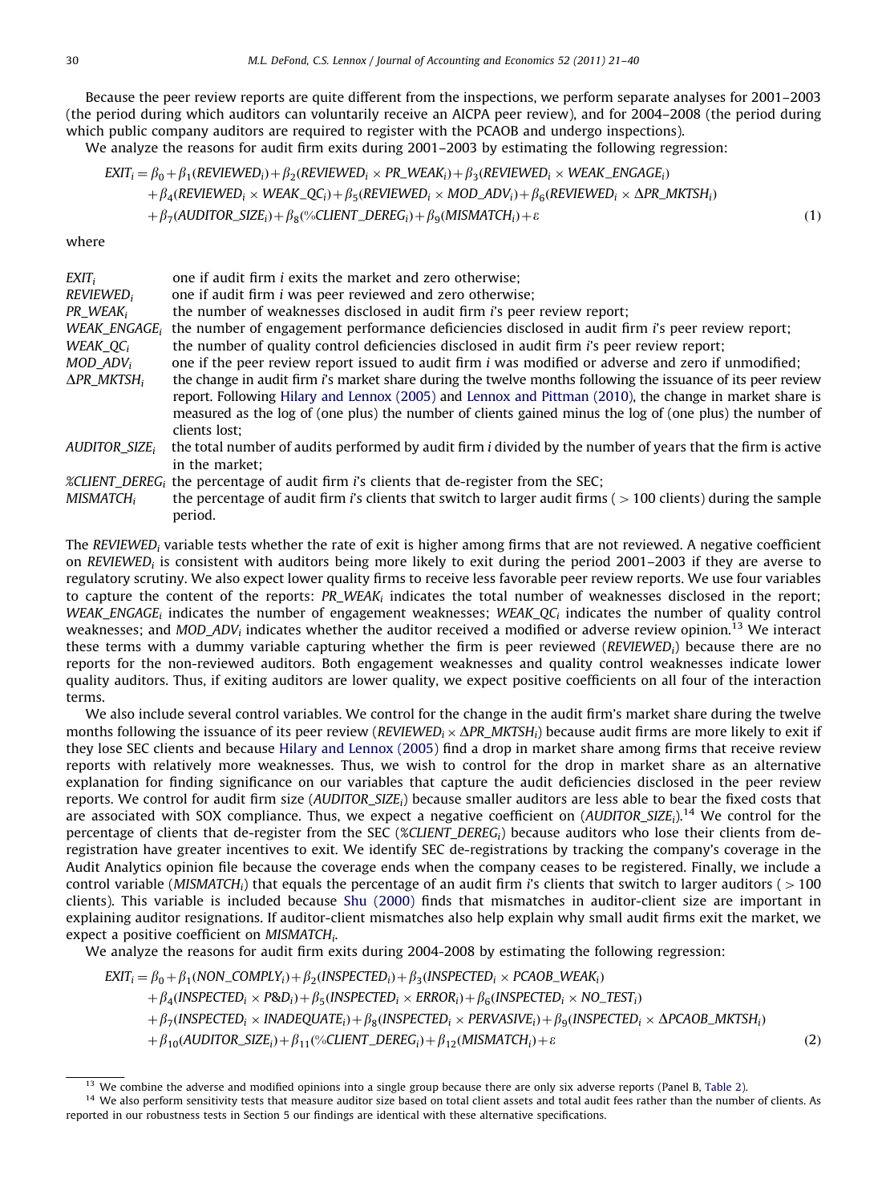Because the peer review reports are quite different from the inspections, we perform separate analyses for 2001–2003 (the period during which auditors can voluntarily receive an AICPA peer review), and for 2004–2008 (the period during which public company auditors are required to register with the PCAOB and undergo inspections).

We analyze the reasons for audit firm exits during 2001–2003 by estimating the following regression:

$$
\begin{aligned}
EXIT_i = {} & \beta_0 + \beta_1(REVIEWED_i) + \beta_2(REVIEWED_i \times PR\_WEAK_i) + \beta_3(REVIEWED_i \times WEAK\_ENGAGE_i) \\
& + \beta_4(REVIEWED_i \times WEAK\_QC_i) + \beta_5(REVIEWED_i \times MOD\_ADV_i) + \beta_6(REVIEWED_i \times \Delta PR\_MKTSH_i) \\
& + \beta_7(AUDITOR\_SIZE_i) + \beta_8(\%CLIENT\_DEREG_i) + \beta_9(MISMATCH_i) + \varepsilon
\end{aligned} \tag{1}
$$

where

| | |
|---|---|
| $EXIT_i$ | one if audit firm *i* exits the market and zero otherwise; |
| $REVIEWED_i$ | one if audit firm *i* was peer reviewed and zero otherwise; |
| $PR\_WEAK_i$ | the number of weaknesses disclosed in audit firm *i*'s peer review report; |
| $WEAK\_ENGAGE_i$ | the number of engagement performance deficiencies disclosed in audit firm *i*'s peer review report; |
| $WEAK\_QC_i$ | the number of quality control deficiencies disclosed in audit firm *i*'s peer review report; |
| $MOD\_ADV_i$ | one if the peer review report issued to audit firm *i* was modified or adverse and zero if unmodified; |
| $\Delta PR\_MKTSH_i$ | the change in audit firm *i*'s market share during the twelve months following the issuance of its peer review report. Following Hilary and Lennox (2005) and Lennox and Pittman (2010), the change in market share is measured as the log of (one plus) the number of clients gained minus the log of (one plus) the number of clients lost; |
| $AUDITOR\_SIZE_i$ | the total number of audits performed by audit firm *i* divided by the number of years that the firm is active in the market; |
| $\%CLIENT\_DEREG_i$ | the percentage of audit firm *i*'s clients that de-register from the SEC; |
| $MISMATCH_i$ | the percentage of audit firm *i*'s clients that switch to larger audit firms (>100 clients) during the sample period. |

The $REVIEWED_i$ variable tests whether the rate of exit is higher among firms that are not reviewed. A negative coefficient on $REVIEWED_i$ is consistent with auditors being more likely to exit during the period 2001–2003 if they are averse to regulatory scrutiny. We also expect lower quality firms to receive less favorable peer review reports. We use four variables to capture the content of the reports: $PR\_WEAK_i$ indicates the total number of weaknesses disclosed in the report; $WEAK\_ENGAGE_i$ indicates the number of engagement weaknesses; $WEAK\_QC_i$ indicates the number of quality control weaknesses; and $MOD\_ADV_i$ indicates whether the auditor received a modified or adverse review opinion.[13] We interact these terms with a dummy variable capturing whether the firm is peer reviewed ($REVIEWED_i$) because there are no reports for the non-reviewed auditors. Both engagement weaknesses and quality control weaknesses indicate lower quality auditors. Thus, if exiting auditors are lower quality, we expect positive coefficients on all four of the interaction terms.

We also include several control variables. We control for the change in the audit firm's market share during the twelve months following the issuance of its peer review ($REVIEWED_i \times \Delta PR\_MKTSH_i$) because audit firms are more likely to exit if they lose SEC clients and because Hilary and Lennox (2005) find a drop in market share among firms that receive review reports with relatively more weaknesses. Thus, we wish to control for the drop in market share as an alternative explanation for finding significance on our variables that capture the audit deficiencies disclosed in the peer review reports. We control for audit firm size ($AUDITOR\_SIZE_i$) because smaller auditors are less able to bear the fixed costs that are associated with SOX compliance. Thus, we expect a negative coefficient on ($AUDITOR\_SIZE_i$).[14] We control for the percentage of clients that de-register from the SEC ($\%CLIENT\_DEREG_i$) because auditors who lose their clients from de-registration have greater incentives to exit. We identify SEC de-registrations by tracking the company's coverage in the Audit Analytics opinion file because the coverage ends when the company ceases to be registered. Finally, we include a control variable ($MISMATCH_i$) that equals the percentage of an audit firm *i*'s clients that switch to larger auditors (>100 clients). This variable is included because Shu (2000) finds that mismatches in auditor-client size are important in explaining auditor resignations. If auditor-client mismatches also help explain why small audit firms exit the market, we expect a positive coefficient on $MISMATCH_i$.

We analyze the reasons for audit firm exits during 2004-2008 by estimating the following regression:

$$
\begin{aligned}
EXIT_i = {} & \beta_0 + \beta_1(NON\_COMPLY_i) + \beta_2(INSPECTED_i) + \beta_3(INSPECTED_i \times PCAOB\_WEAK_i) \\
& + \beta_4(INSPECTED_i \times P\&D_i) + \beta_5(INSPECTED_i \times ERROR_i) + \beta_6(INSPECTED_i \times NO\_TEST_i) \\
& + \beta_7(INSPECTED_i \times INADEQUATE_i) + \beta_8(INSPECTED_i \times PERVASIVE_i) + \beta_9(INSPECTED_i \times \Delta PCAOB\_MKTSH_i) \\
& + \beta_{10}(AUDITOR\_SIZE_i) + \beta_{11}(\%CLIENT\_DEREG_i) + \beta_{12}(MISMATCH_i) + \varepsilon
\end{aligned} \tag{2}
$$

---

[13] We combine the adverse and modified opinions into a single group because there are only six adverse reports (Panel B, Table 2).

[14] We also perform sensitivity tests that measure auditor size based on total client assets and total audit fees rather than the number of clients. As reported in our robustness tests in Section 5 our findings are identical with these alternative specifications.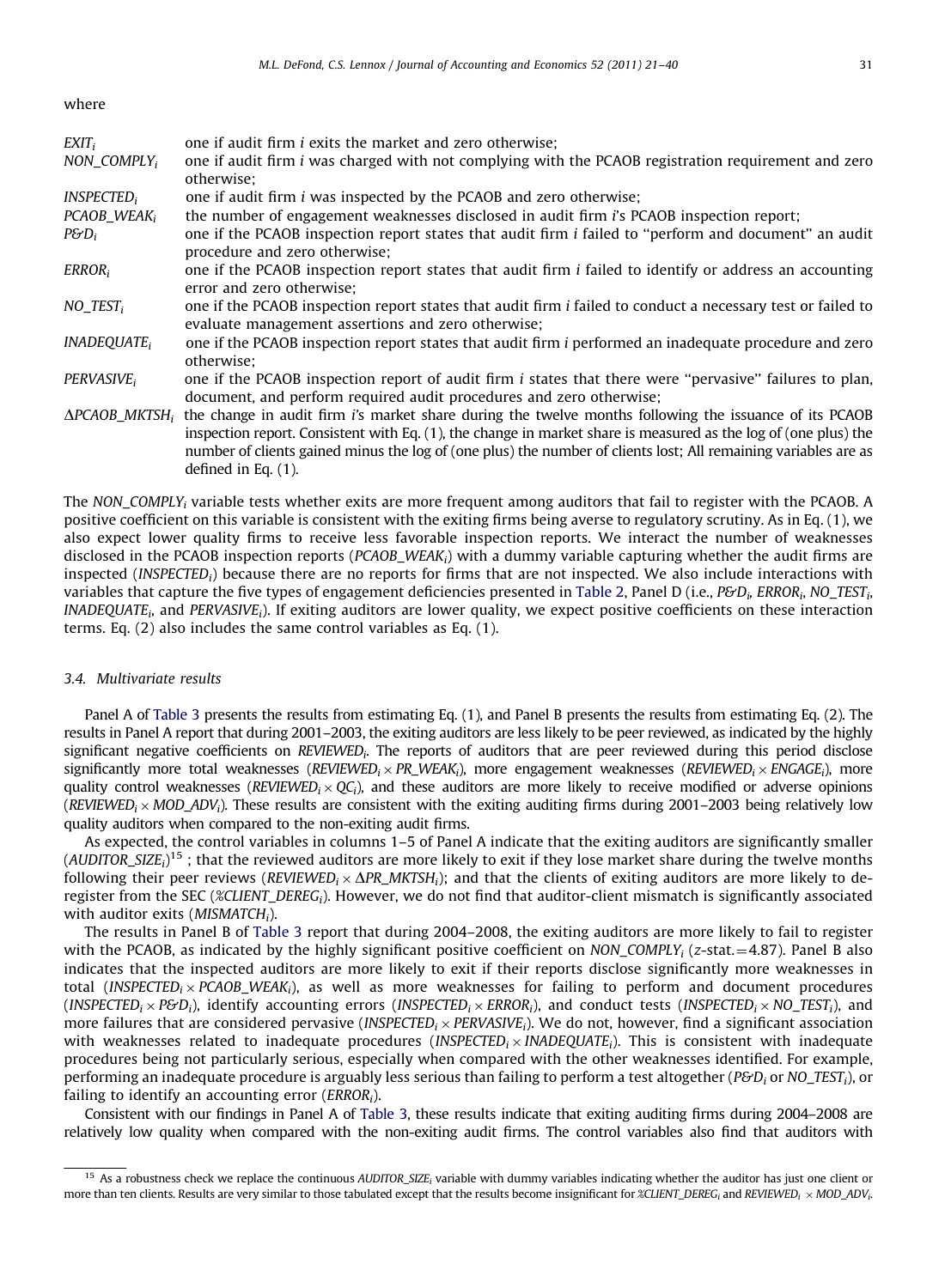where

| | |
|---|---|
| $EXIT_i$ | one if audit firm $i$ exits the market and zero otherwise; |
| $NON\_COMPLY_i$ | one if audit firm $i$ was charged with not complying with the PCAOB registration requirement and zero otherwise; |
| $INSPECTED_i$ | one if audit firm $i$ was inspected by the PCAOB and zero otherwise; |
| $PCAOB\_WEAK_i$ | the number of engagement weaknesses disclosed in audit firm $i$'s PCAOB inspection report; |
| $P\&D_i$ | one if the PCAOB inspection report states that audit firm $i$ failed to "perform and document" an audit procedure and zero otherwise; |
| $ERROR_i$ | one if the PCAOB inspection report states that audit firm $i$ failed to identify or address an accounting error and zero otherwise; |
| $NO\_TEST_i$ | one if the PCAOB inspection report states that audit firm $i$ failed to conduct a necessary test or failed to evaluate management assertions and zero otherwise; |
| $INADEQUATE_i$ | one if the PCAOB inspection report states that audit firm $i$ performed an inadequate procedure and zero otherwise; |
| $PERVASIVE_i$ | one if the PCAOB inspection report of audit firm $i$ states that there were "pervasive" failures to plan, document, and perform required audit procedures and zero otherwise; |
| $\Delta PCAOB\_MKTSH_i$ | the change in audit firm $i$'s market share during the twelve months following the issuance of its PCAOB inspection report. Consistent with Eq. (1), the change in market share is measured as the log of (one plus) the number of clients gained minus the log of (one plus) the number of clients lost; All remaining variables are as defined in Eq. (1). |

The $NON\_COMPLY_i$ variable tests whether exits are more frequent among auditors that fail to register with the PCAOB. A positive coefficient on this variable is consistent with the exiting firms being averse to regulatory scrutiny. As in Eq. (1), we also expect lower quality firms to receive less favorable inspection reports. We interact the number of weaknesses disclosed in the PCAOB inspection reports ($PCAOB\_WEAK_i$) with a dummy variable capturing whether the audit firms are inspected ($INSPECTED_i$) because there are no reports for firms that are not inspected. We also include interactions with variables that capture the five types of engagement deficiencies presented in Table 2, Panel D (i.e., $P\&D_i$, $ERROR_i$, $NO\_TEST_i$, $INADEQUATE_i$, and $PERVASIVE_i$). If exiting auditors are lower quality, we expect positive coefficients on these interaction terms. Eq. (2) also includes the same control variables as Eq. (1).

### 3.4. Multivariate results

Panel A of Table 3 presents the results from estimating Eq. (1), and Panel B presents the results from estimating Eq. (2). The results in Panel A report that during 2001–2003, the exiting auditors are less likely to be peer reviewed, as indicated by the highly significant negative coefficients on $REVIEWED_i$. The reports of auditors that are peer reviewed during this period disclose significantly more total weaknesses ($REVIEWED_i \times PR\_WEAK_i$), more engagement weaknesses ($REVIEWED_i \times ENGAGE_i$), more quality control weaknesses ($REVIEWED_i \times QC_i$), and these auditors are more likely to receive modified or adverse opinions ($REVIEWED_i \times MOD\_ADV_i$). These results are consistent with the exiting auditing firms during 2001–2003 being relatively low quality auditors when compared to the non-exiting audit firms.

As expected, the control variables in columns 1–5 of Panel A indicate that the exiting auditors are significantly smaller ($AUDITOR\_SIZE_i$)[15] ; that the reviewed auditors are more likely to exit if they lose market share during the twelve months following their peer reviews ($REVIEWED_i \times \Delta PR\_MKTSH_i$); and that the clients of exiting auditors are more likely to de-register from the SEC ($\%CLIENT\_DEREG_i$). However, we do not find that auditor-client mismatch is significantly associated with auditor exits ($MISMATCH_i$).

The results in Panel B of Table 3 report that during 2004–2008, the exiting auditors are more likely to fail to register with the PCAOB, as indicated by the highly significant positive coefficient on $NON\_COMPLY_i$ (z-stat.=4.87). Panel B also indicates that the inspected auditors are more likely to exit if their reports disclose significantly more weaknesses in total ($INSPECTED_i \times PCAOB\_WEAK_i$), as well as more weaknesses for failing to perform and document procedures ($INSPECTED_i \times P\&D_i$), identify accounting errors ($INSPECTED_i \times ERROR_i$), and conduct tests ($INSPECTED_i \times NO\_TEST_i$), and more failures that are considered pervasive ($INSPECTED_i \times PERVASIVE_i$). We do not, however, find a significant association with weaknesses related to inadequate procedures ($INSPECTED_i \times INADEQUATE_i$). This is consistent with inadequate procedures being not particularly serious, especially when compared with the other weaknesses identified. For example, performing an inadequate procedure is arguably less serious than failing to perform a test altogether ($P\&D_i$ or $NO\_TEST_i$), or failing to identify an accounting error ($ERROR_i$).

Consistent with our findings in Panel A of Table 3, these results indicate that exiting auditing firms during 2004–2008 are relatively low quality when compared with the non-exiting audit firms. The control variables also find that auditors with

[15] As a robustness check we replace the continuous $AUDITOR\_SIZE_i$ variable with dummy variables indicating whether the auditor has just one client or more than ten clients. Results are very similar to those tabulated except that the results become insignificant for $\%CLIENT\_DEREG_i$ and $REVIEWED_i \times MOD\_ADV_i$.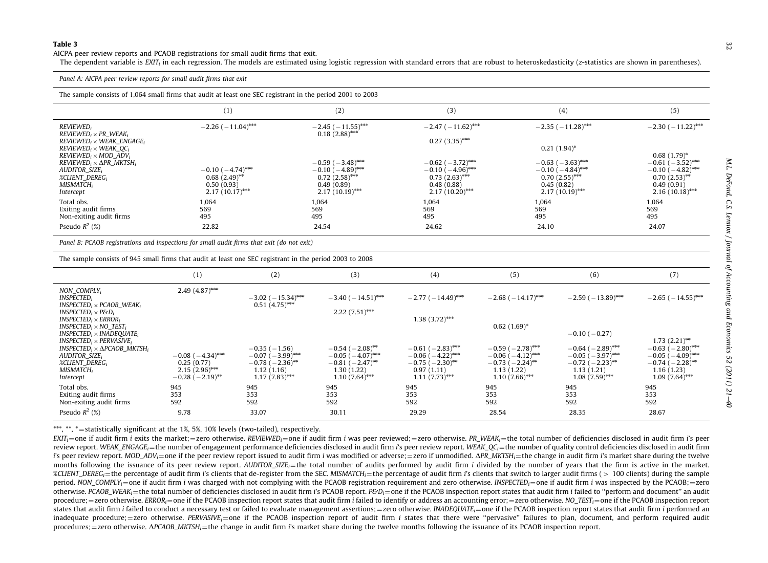**Table 3**

AICPA peer review reports and PCAOB registrations for small audit firms that exit.

The dependent variable is $EXIT_i$ in each regression. The models are estimated using logistic regression with standard errors that are robust to heteroskedasticity (z-statistics are shown in parentheses).

*Panel A: AICPA peer review reports for small audit firms that exit*

The sample consists of 1,064 small firms that audit at least one SEC registrant in the period 2001 to 2003

| | (1) | (2) | (3) | (4) | (5) |
|---|---|---|---|---|---|
| $REVIEWED_i$ | −2.26 (−11.04)*** | −2.45 (−11.55)*** | −2.47 (−11.62)*** | −2.35 (−11.28)*** | −2.30 (−11.22)*** |
| $REVIEWED_i \times PR\_WEAK_i$ | | 0.18 (2.88)*** | | | |
| $REVIEWED_i \times WEAK\_ENGAGE_i$ | | | 0.27 (3.35)*** | | |
| $REVIEWED_i \times WEAK\_QC_i$ | | | | 0.21 (1.94)* | |
| $REVIEWED_i \times MOD\_ADV_i$ | | | | | 0.68 (1.79)* |
| $REVIEWED_i \times \Delta PR\_MKTSH_i$ | | −0.59 (−3.48)*** | −0.62 (−3.72)*** | −0.63 (−3.63)*** | −0.61 (−3.52)*** |
| $AUDITOR\_SIZE_i$ | −0.10 (−4.74)*** | −0.10 (−4.89)*** | −0.10 (−4.96)*** | −0.10 (−4.84)*** | −0.10 (−4.82)*** |
| $\%CLIENT\_DEREG_i$ | 0.68 (2.49)** | 0.72 (2.58)*** | 0.73 (2.63)*** | 0.70 (2.55)*** | 0.70 (2.53)** |
| $MISMATCH_i$ | 0.50 (0.93) | 0.49 (0.89) | 0.48 (0.88) | 0.45 (0.82) | 0.49 (0.91) |
| Intercept | 2.17 (10.17)*** | 2.17 (10.19)*** | 2.17 (10.20)*** | 2.17 (10.19)*** | 2.16 (10.18)*** |
| Total obs. | 1,064 | 1,064 | 1,064 | 1,064 | 1,064 |
| Exiting audit firms | 569 | 569 | 569 | 569 | 569 |
| Non-exiting audit firms | 495 | 495 | 495 | 495 | 495 |
| Pseudo $R^2$ (%) | 22.82 | 24.54 | 24.62 | 24.10 | 24.07 |

*Panel B: PCAOB registrations and inspections for small audit firms that exit (do not exit)*

The sample consists of 945 small firms that audit at least one SEC registrant in the period 2003 to 2008

| | (1) | (2) | (3) | (4) | (5) | (6) | (7) |
|---|---|---|---|---|---|---|---|
| $NON\_COMPLY_i$ | 2.49 (4.87)*** | | | | | | |
| $INSPECTED_i$ | | −3.02 (−15.34)*** | −3.40 (−14.51)*** | −2.77 (−14.49)*** | −2.68 (−14.17)*** | −2.59 (−13.89)*** | −2.65 (−14.55)*** |
| $INSPECTED_i \times PCAOB\_WEAK_i$ | | 0.51 (4.75)*** | | | | | |
| $INSPECTED_i \times P\&D_i$ | | | 2.22 (7.51)*** | | | | |
| $INSPECTED_i \times ERROR_i$ | | | | 1.38 (3.72)*** | | | |
| $INSPECTED_i \times NO\_TEST_i$ | | | | | 0.62 (1.69)* | | |
| $INSPECTED_i \times INADEQUATE_i$ | | | | | | −0.10 (−0.27) | |
| $INSPECTED_i \times PERVASIVE_i$ | | | | | | | 1.73 (2.21)** |
| $INSPECTED_i \times \Delta PCAOB\_MKTSH_i$ | | −0.35 (−1.56) | −0.54 (−2.08)** | −0.61 (−2.83)*** | −0.59 (−2.78)*** | −0.64 (−2.89)*** | −0.63 (−2.80)*** |
| $AUDITOR\_SIZE_i$ | −0.08 (−4.34)*** | −0.07 (−3.99)*** | −0.05 (−4.07)*** | −0.06 (−4.22)*** | −0.06 (−4.12)*** | −0.05 (−3.97)*** | −0.05 (−4.09)*** |
| $\%CLIENT\_DEREG_i$ | 0.25 (0.77) | −0.78 (−2.36)** | −0.81 (−2.47)** | −0.75 (−2.30)** | −0.73 (−2.24)** | −0.72 (−2.23)** | −0.74 (−2.28)** |
| $MISMATCH_i$ | 2.15 (2.96)*** | 1.12 (1.16) | 1.30 (1.22) | 0.97 (1.11) | 1.13 (1.22) | 1.13 (1.21) | 1.16 (1.23) |
| Intercept | −0.28 (−2.19)** | 1.17 (7.83)*** | 1.10 (7.64)*** | 1.11 (7.73)*** | 1.10 (7.66)*** | 1.08 (7.59)*** | 1.09 (7.64)*** |
| Total obs. | 945 | 945 | 945 | 945 | 945 | 945 | 945 |
| Exiting audit firms | 353 | 353 | 353 | 353 | 353 | 353 | 353 |
| Non-exiting audit firms | 592 | 592 | 592 | 592 | 592 | 592 | 592 |
| Pseudo $R^2$ (%) | 9.78 | 33.07 | 30.11 | 29.29 | 28.54 | 28.35 | 28.67 |

***, **, * = statistically significant at the 1%, 5%, 10% levels (two-tailed), respectively.

$EXIT_i$ = one if audit firm *i* exits the market; = zero otherwise. $REVIEWED_i$ = one if audit firm *i* was peer reviewed; = zero otherwise. $PR\_WEAK_i$ = the total number of deficiencies disclosed in audit firm *i*'s peer review report. $WEAK\_ENGAGE_i$ = the number of engagement performance deficiencies disclosed in audit firm *i*'s peer review report. $WEAK\_QC_i$ = the number of quality control deficiencies disclosed in audit firm *i*'s peer review report. $MOD\_ADV_i$ = one if the peer review report issued to audit firm *i* was modified or adverse; = zero if unmodified. $\Delta PR\_MKTSH_i$ = the change in audit firm *i*'s market share during the twelve months following the issuance of its peer review report. $AUDITOR\_SIZE_i$ = the total number of audits performed by audit firm *i* divided by the number of years that the firm is active in the market. $\%CLIENT\_DEREG_i$ = the percentage of audit firm *i*'s clients that de-register from the SEC. $MISMATCH_i$ = the percentage of audit firm *i*'s clients that switch to larger audit firms (> 100 clients) during the sample period. $NON\_COMPLY_i$ = one if audit firm *i* was charged with not complying with the PCAOB registration requirement and zero otherwise. $INSPECTED_i$ = one if audit firm *i* was inspected by the PCAOB; = zero otherwise. $PCAOB\_WEAK_i$ = the total number of deficiencies disclosed in audit firm *i*'s PCAOB report. $P\&D_i$ = one if the PCAOB inspection report states that audit firm *i* failed to "perform and document" an audit procedure; = zero otherwise. $ERROR_i$ = one if the PCAOB inspection report states that audit firm *i* failed to identify or address an accounting error; = zero otherwise. $NO\_TEST_i$ = one if the PCAOB inspection report states that audit firm *i* failed to conduct a necessary test or failed to evaluate management assertions; = zero otherwise. $INADEQUATE_i$ = one if the PCAOB inspection report states that audit firm *i* performed an inadequate procedure; = zero otherwise. $PERVASIVE_i$ = one if the PCAOB inspection report of audit firm *i* states that there were "pervasive" failures to plan, document, and perform required audit procedures; = zero otherwise. $\Delta PCAOB\_MKTSH_i$ = the change in audit firm *i*'s market share during the twelve months following the issuance of its PCAOB inspection report.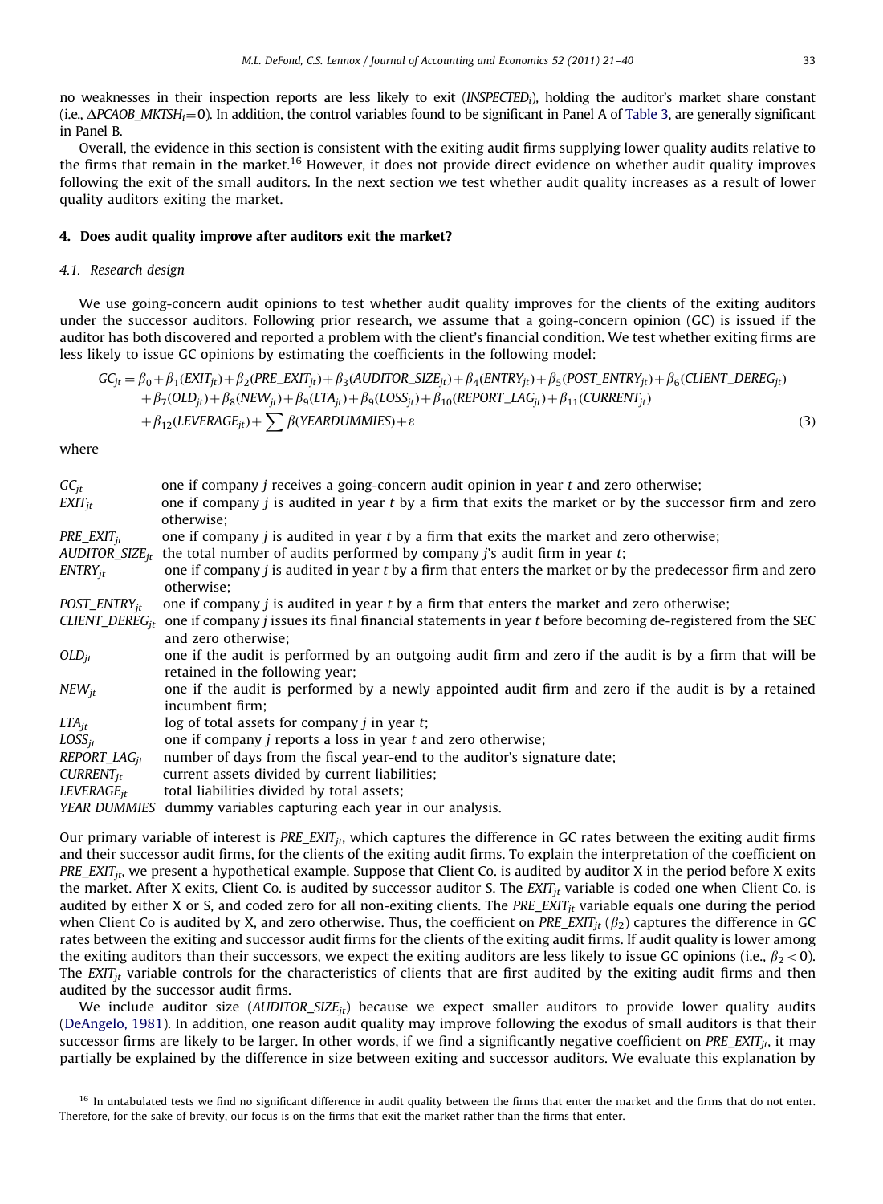no weaknesses in their inspection reports are less likely to exit (*INSPECTED*$_i$), holding the auditor's market share constant (i.e., $\Delta PCAOB\_MKTSH_i = 0$). In addition, the control variables found to be significant in Panel A of Table 3, are generally significant in Panel B.

Overall, the evidence in this section is consistent with the exiting audit firms supplying lower quality audits relative to the firms that remain in the market.[16] However, it does not provide direct evidence on whether audit quality improves following the exit of the small auditors. In the next section we test whether audit quality increases as a result of lower quality auditors exiting the market.

## 4. Does audit quality improve after auditors exit the market?

### 4.1. Research design

We use going-concern audit opinions to test whether audit quality improves for the clients of the exiting auditors under the successor auditors. Following prior research, we assume that a going-concern opinion (GC) is issued if the auditor has both discovered and reported a problem with the client's financial condition. We test whether exiting firms are less likely to issue GC opinions by estimating the coefficients in the following model:

$$GC_{jt} = \beta_0 + \beta_1(EXIT_{jt}) + \beta_2(PRE\_EXIT_{jt}) + \beta_3(AUDITOR\_SIZE_{jt}) + \beta_4(ENTRY_{jt}) + \beta_5(POST\_ENTRY_{jt}) + \beta_6(CLIENT\_DEREG_{jt}) + \beta_7(OLD_{jt}) + \beta_8(NEW_{jt}) + \beta_9(LTA_{jt}) + \beta_9(LOSS_{jt}) + \beta_{10}(REPORT\_LAG_{jt}) + \beta_{11}(CURRENT_{jt}) + \beta_{12}(LEVERAGE_{jt}) + \sum \beta(YEARDUMMIES) + \varepsilon \quad (3)$$

where

- $GC_{jt}$: one if company $j$ receives a going-concern audit opinion in year $t$ and zero otherwise;
- $EXIT_{jt}$: one if company $j$ is audited in year $t$ by a firm that exits the market or by the successor firm and zero otherwise;
- $PRE\_EXIT_{jt}$: one if company $j$ is audited in year $t$ by a firm that exits the market and zero otherwise;
- $AUDITOR\_SIZE_{jt}$: the total number of audits performed by company $j$'s audit firm in year $t$;
- $ENTRY_{jt}$: one if company $j$ is audited in year $t$ by a firm that enters the market or by the predecessor firm and zero otherwise;
- $POST\_ENTRY_{jt}$: one if company $j$ is audited in year $t$ by a firm that enters the market and zero otherwise;
- $CLIENT\_DEREG_{jt}$: one if company $j$ issues its final financial statements in year $t$ before becoming de-registered from the SEC and zero otherwise;
- $OLD_{jt}$: one if the audit is performed by an outgoing audit firm and zero if the audit is by a firm that will be retained in the following year;
- $NEW_{jt}$: one if the audit is performed by a newly appointed audit firm and zero if the audit is by a retained incumbent firm;
- $LTA_{jt}$: log of total assets for company $j$ in year $t$;
- $LOSS_{jt}$: one if company $j$ reports a loss in year $t$ and zero otherwise;
- $REPORT\_LAG_{jt}$: number of days from the fiscal year-end to the auditor's signature date;
- $CURRENT_{jt}$: current assets divided by current liabilities;
- $LEVERAGE_{jt}$: total liabilities divided by total assets;
- *YEAR DUMMIES*: dummy variables capturing each year in our analysis.

Our primary variable of interest is $PRE\_EXIT_{jt}$, which captures the difference in GC rates between the exiting audit firms and their successor audit firms, for the clients of the exiting audit firms. To explain the interpretation of the coefficient on $PRE\_EXIT_{jt}$, we present a hypothetical example. Suppose that Client Co. is audited by auditor X in the period before X exits the market. After X exits, Client Co. is audited by successor auditor S. The $EXIT_{jt}$ variable is coded one when Client Co. is audited by either X or S, and coded zero for all non-exiting clients. The $PRE\_EXIT_{jt}$ variable equals one during the period when Client Co is audited by X, and zero otherwise. Thus, the coefficient on $PRE\_EXIT_{jt}$ ($\beta_2$) captures the difference in GC rates between the exiting and successor audit firms for the clients of the exiting audit firms. If audit quality is lower among the exiting auditors than their successors, we expect the exiting auditors are less likely to issue GC opinions (i.e., $\beta_2 < 0$). The $EXIT_{jt}$ variable controls for the characteristics of clients that are first audited by the exiting audit firms and then audited by the successor audit firms.

We include auditor size ($AUDITOR\_SIZE_{jt}$) because we expect smaller auditors to provide lower quality audits (DeAngelo, 1981). In addition, one reason audit quality may improve following the exodus of small auditors is that their successor firms are likely to be larger. In other words, if we find a significantly negative coefficient on $PRE\_EXIT_{jt}$, it may partially be explained by the difference in size between exiting and successor auditors. We evaluate this explanation by

[16] In untabulated tests we find no significant difference in audit quality between the firms that enter the market and the firms that do not enter. Therefore, for the sake of brevity, our focus is on the firms that exit the market rather than the firms that enter.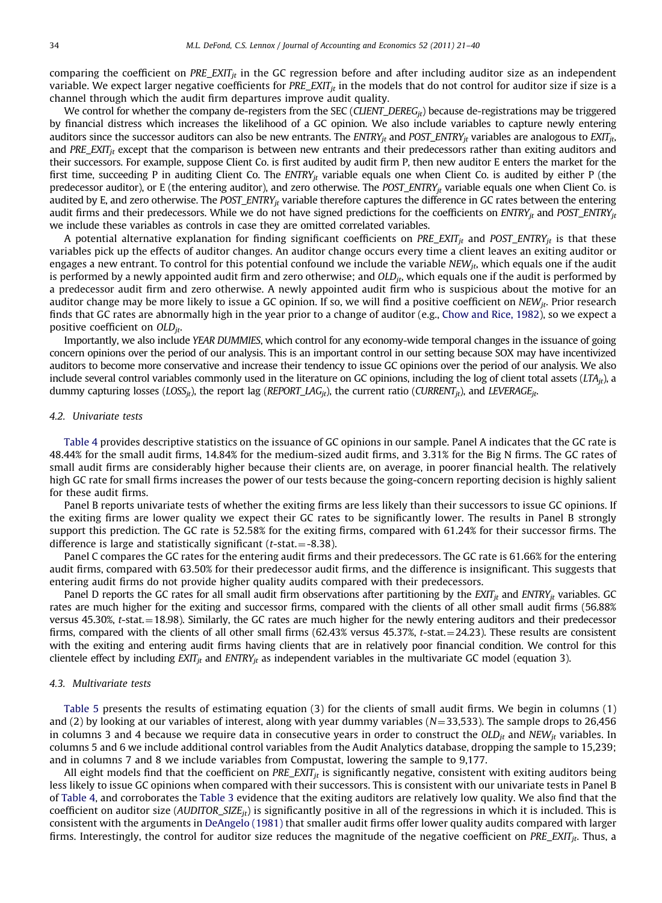comparing the coefficient on $PRE\_EXIT_{jt}$ in the GC regression before and after including auditor size as an independent variable. We expect larger negative coefficients for $PRE\_EXIT_{jt}$ in the models that do not control for auditor size if size is a channel through which the audit firm departures improve audit quality.

We control for whether the company de-registers from the SEC ($CLIENT\_DEREG_{jt}$) because de-registrations may be triggered by financial distress which increases the likelihood of a GC opinion. We also include variables to capture newly entering auditors since the successor auditors can also be new entrants. The $ENTRY_{jt}$ and $POST\_ENTRY_{jt}$ variables are analogous to $EXIT_{jt}$, and $PRE\_EXIT_{jt}$ except that the comparison is between new entrants and their predecessors rather than exiting auditors and their successors. For example, suppose Client Co. is first audited by audit firm P, then new auditor E enters the market for the first time, succeeding P in auditing Client Co. The $ENTRY_{jt}$ variable equals one when Client Co. is audited by either P (the predecessor auditor), or E (the entering auditor), and zero otherwise. The $POST\_ENTRY_{jt}$ variable equals one when Client Co. is audited by E, and zero otherwise. The $POST\_ENTRY_{jt}$ variable therefore captures the difference in GC rates between the entering audit firms and their predecessors. While we do not have signed predictions for the coefficients on $ENTRY_{jt}$ and $POST\_ENTRY_{jt}$ we include these variables as controls in case they are omitted correlated variables.

A potential alternative explanation for finding significant coefficients on $PRE\_EXIT_{jt}$ and $POST\_ENTRY_{jt}$ is that these variables pick up the effects of auditor changes. An auditor change occurs every time a client leaves an exiting auditor or engages a new entrant. To control for this potential confound we include the variable $NEW_{jt}$, which equals one if the audit is performed by a newly appointed audit firm and zero otherwise; and $OLD_{jt}$, which equals one if the audit is performed by a predecessor audit firm and zero otherwise. A newly appointed audit firm who is suspicious about the motive for an auditor change may be more likely to issue a GC opinion. If so, we will find a positive coefficient on $NEW_{jt}$. Prior research finds that GC rates are abnormally high in the year prior to a change of auditor (e.g., Chow and Rice, 1982), so we expect a positive coefficient on $OLD_{jt}$.

Importantly, we also include *YEAR DUMMIES*, which control for any economy-wide temporal changes in the issuance of going concern opinions over the period of our analysis. This is an important control in our setting because SOX may have incentivized auditors to become more conservative and increase their tendency to issue GC opinions over the period of our analysis. We also include several control variables commonly used in the literature on GC opinions, including the log of client total assets ($LTA_{jt}$), a dummy capturing losses ($LOSS_{jt}$), the report lag ($REPORT\_LAG_{jt}$), the current ratio ($CURRENT_{jt}$), and $LEVERAGE_{jt}$.

### 4.2. Univariate tests

Table 4 provides descriptive statistics on the issuance of GC opinions in our sample. Panel A indicates that the GC rate is 48.44% for the small audit firms, 14.84% for the medium-sized audit firms, and 3.31% for the Big N firms. The GC rates of small audit firms are considerably higher because their clients are, on average, in poorer financial health. The relatively high GC rate for small firms increases the power of our tests because the going-concern reporting decision is highly salient for these audit firms.

Panel B reports univariate tests of whether the exiting firms are less likely than their successors to issue GC opinions. If the exiting firms are lower quality we expect their GC rates to be significantly lower. The results in Panel B strongly support this prediction. The GC rate is 52.58% for the exiting firms, compared with 61.24% for their successor firms. The difference is large and statistically significant (*t*-stat. = -8.38).

Panel C compares the GC rates for the entering audit firms and their predecessors. The GC rate is 61.66% for the entering audit firms, compared with 63.50% for their predecessor audit firms, and the difference is insignificant. This suggests that entering audit firms do not provide higher quality audits compared with their predecessors.

Panel D reports the GC rates for all small audit firm observations after partitioning by the $EXIT_{jt}$ and $ENTRY_{jt}$ variables. GC rates are much higher for the exiting and successor firms, compared with the clients of all other small audit firms (56.88% versus 45.30%, *t*-stat. = 18.98). Similarly, the GC rates are much higher for the newly entering auditors and their predecessor firms, compared with the clients of all other small firms (62.43% versus 45.37%, *t*-stat. = 24.23). These results are consistent with the exiting and entering audit firms having clients that are in relatively poor financial condition. We control for this clientele effect by including $EXIT_{jt}$ and $ENTRY_{jt}$ as independent variables in the multivariate GC model (equation 3).

### 4.3. Multivariate tests

Table 5 presents the results of estimating equation (3) for the clients of small audit firms. We begin in columns (1) and (2) by looking at our variables of interest, along with year dummy variables ($N$ = 33,533). The sample drops to 26,456 in columns 3 and 4 because we require data in consecutive years in order to construct the $OLD_{jt}$ and $NEW_{jt}$ variables. In columns 5 and 6 we include additional control variables from the Audit Analytics database, dropping the sample to 15,239; and in columns 7 and 8 we include variables from Compustat, lowering the sample to 9,177.

All eight models find that the coefficient on $PRE\_EXIT_{jt}$ is significantly negative, consistent with exiting auditors being less likely to issue GC opinions when compared with their successors. This is consistent with our univariate tests in Panel B of Table 4, and corroborates the Table 3 evidence that the exiting auditors are relatively low quality. We also find that the coefficient on auditor size ($AUDITOR\_SIZE_{jt}$) is significantly positive in all of the regressions in which it is included. This is consistent with the arguments in DeAngelo (1981) that smaller audit firms offer lower quality audits compared with larger firms. Interestingly, the control for auditor size reduces the magnitude of the negative coefficient on $PRE\_EXIT_{jt}$. Thus, a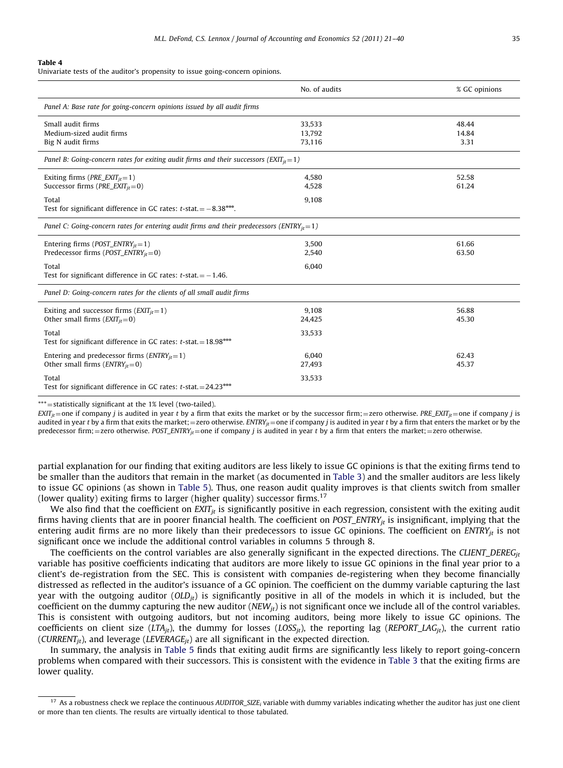**Table 4**
Univariate tests of the auditor's propensity to issue going-concern opinions.

| | No. of audits | % GC opinions |
|---|---|---|
| *Panel A: Base rate for going-concern opinions issued by all audit firms* | | |
| Small audit firms | 33,533 | 48.44 |
| Medium-sized audit firms | 13,792 | 14.84 |
| Big N audit firms | 73,116 | 3.31 |
| *Panel B: Going-concern rates for exiting audit firms and their successors ($EXIT_{jt}=1$)* | | |
| Exiting firms ($PRE\_EXIT_{jt}=1$) | 4,580 | 52.58 |
| Successor firms ($PRE\_EXIT_{jt}=0$) | 4,528 | 61.24 |
| Total | 9,108 | |
| Test for significant difference in GC rates: *t*-stat. = −8.38***. | | |
| *Panel C: Going-concern rates for entering audit firms and their predecessors ($ENTRY_{jt}=1$)* | | |
| Entering firms ($POST\_ENTRY_{jt}=1$) | 3,500 | 61.66 |
| Predecessor firms ($POST\_ENTRY_{jt}=0$) | 2,540 | 63.50 |
| Total | 6,040 | |
| Test for significant difference in GC rates: *t*-stat. = −1.46. | | |
| *Panel D: Going-concern rates for the clients of all small audit firms* | | |
| Exiting and successor firms ($EXIT_{jt}=1$) | 9,108 | 56.88 |
| Other small firms ($EXIT_{jt}=0$) | 24,425 | 45.30 |
| Total | 33,533 | |
| Test for significant difference in GC rates: *t*-stat. = 18.98*** | | |
| Entering and predecessor firms ($ENTRY_{jt}=1$) | 6,040 | 62.43 |
| Other small firms ($ENTRY_{jt}=0$) | 27,493 | 45.37 |
| Total | 33,533 | |
| Test for significant difference in GC rates: *t*-stat. = 24.23*** | | |

*** = statistically significant at the 1% level (two-tailed).

$EXIT_{jt}$ = one if company *j* is audited in year *t* by a firm that exits the market or by the successor firm; = zero otherwise. $PRE\_EXIT_{jt}$ = one if company *j* is audited in year *t* by a firm that exits the market; = zero otherwise. $ENTRY_{jt}$ = one if company *j* is audited in year *t* by a firm that enters the market or by the predecessor firm; = zero otherwise. $POST\_ENTRY_{jt}$ = one if company *j* is audited in year *t* by a firm that enters the market; = zero otherwise.

partial explanation for our finding that exiting auditors are less likely to issue GC opinions is that the exiting firms tend to be smaller than the auditors that remain in the market (as documented in Table 3) and the smaller auditors are less likely to issue GC opinions (as shown in Table 5). Thus, one reason audit quality improves is that clients switch from smaller (lower quality) exiting firms to larger (higher quality) successor firms.[17]

We also find that the coefficient on $EXIT_{jt}$ is significantly positive in each regression, consistent with the exiting audit firms having clients that are in poorer financial health. The coefficient on $POST\_ENTRY_{jt}$ is insignificant, implying that the entering audit firms are no more likely than their predecessors to issue GC opinions. The coefficient on $ENTRY_{jt}$ is not significant once we include the additional control variables in columns 5 through 8.

The coefficients on the control variables are also generally significant in the expected directions. The $CLIENT\_DEREG_{jt}$ variable has positive coefficients indicating that auditors are more likely to issue GC opinions in the final year prior to a client's de-registration from the SEC. This is consistent with companies de-registering when they become financially distressed as reflected in the auditor's issuance of a GC opinion. The coefficient on the dummy variable capturing the last year with the outgoing auditor ($OLD_{jt}$) is significantly positive in all of the models in which it is included, but the coefficient on the dummy capturing the new auditor ($NEW_{jt}$) is not significant once we include all of the control variables. This is consistent with outgoing auditors, but not incoming auditors, being more likely to issue GC opinions. The coefficients on client size ($LTA_{jt}$), the dummy for losses ($LOSS_{jt}$), the reporting lag ($REPORT\_LAG_{jt}$), the current ratio ($CURRENT_{jt}$), and leverage ($LEVERAGE_{jt}$) are all significant in the expected direction.

In summary, the analysis in Table 5 finds that exiting audit firms are significantly less likely to report going-concern problems when compared with their successors. This is consistent with the evidence in Table 3 that the exiting firms are lower quality.

[17] As a robustness check we replace the continuous $AUDITOR\_SIZE_i$ variable with dummy variables indicating whether the auditor has just one client or more than ten clients. The results are virtually identical to those tabulated.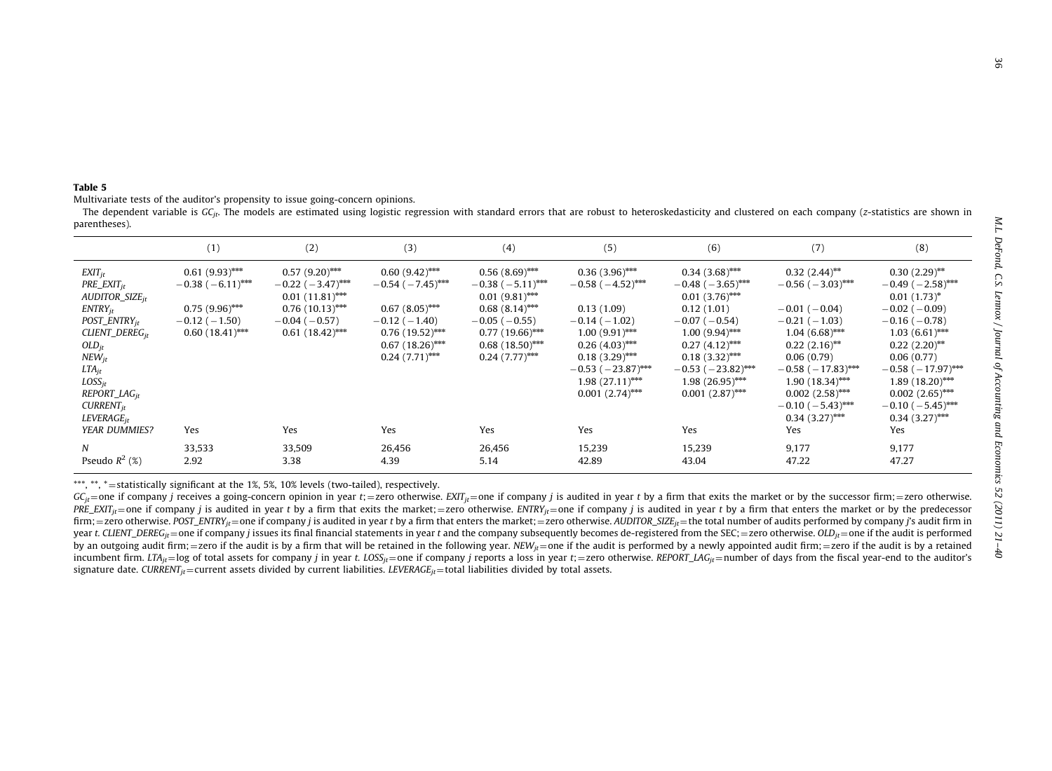**Table 5**

Multivariate tests of the auditor's propensity to issue going-concern opinions.

The dependent variable is $GC_{jt}$. The models are estimated using logistic regression with standard errors that are robust to heteroskedasticity and clustered on each company (z-statistics are shown in parentheses).

| | (1) | (2) | (3) | (4) | (5) | (6) | (7) | (8) |
|---|---|---|---|---|---|---|---|---|
| $EXIT_{jt}$ | 0.61 (9.93)*** | 0.57 (9.20)*** | 0.60 (9.42)*** | 0.56 (8.69)*** | 0.36 (3.96)*** | 0.34 (3.68)*** | 0.32 (2.44)** | 0.30 (2.29)** |
| $PRE\_EXIT_{jt}$ | −0.38 (−6.11)*** | −0.22 (−3.47)*** | −0.54 (−7.45)*** | −0.38 (−5.11)*** | −0.58 (−4.52)*** | −0.48 (−3.65)*** | −0.56 (−3.03)*** | −0.49 (−2.58)*** |
| $AUDITOR\_SIZE_{jt}$ | | 0.01 (11.81)*** | | 0.01 (9.81)*** | | 0.01 (3.76)*** | | 0.01 (1.73)* |
| $ENTRY_{jt}$ | 0.75 (9.96)*** | 0.76 (10.13)*** | 0.67 (8.05)*** | 0.68 (8.14)*** | 0.13 (1.09) | 0.12 (1.01) | −0.01 (−0.04) | −0.02 (−0.09) |
| $POST\_ENTRY_{jt}$ | −0.12 (−1.50) | −0.04 (−0.57) | −0.12 (−1.40) | −0.05 (−0.55) | −0.14 (−1.02) | −0.07 (−0.54) | −0.21 (−1.03) | −0.16 (−0.78) |
| $CLIENT\_DEREG_{jt}$ | 0.60 (18.41)*** | 0.61 (18.42)*** | 0.76 (19.52)*** | 0.77 (19.66)*** | 1.00 (9.91)*** | 1.00 (9.94)*** | 1.04 (6.68)*** | 1.03 (6.61)*** |
| $OLD_{jt}$ | | | 0.67 (18.26)*** | 0.68 (18.50)*** | 0.26 (4.03)*** | 0.27 (4.12)*** | 0.22 (2.16)** | 0.22 (2.20)** |
| $NEW_{jt}$ | | | 0.24 (7.71)*** | 0.24 (7.77)*** | 0.18 (3.29)*** | 0.18 (3.32)*** | 0.06 (0.79) | 0.06 (0.77) |
| $LTA_{jt}$ | | | | | −0.53 (−23.87)*** | −0.53 (−23.82)*** | −0.58 (−17.83)*** | −0.58 (−17.97)*** |
| $LOSS_{jt}$ | | | | | 1.98 (27.11)*** | 1.98 (26.95)*** | 1.90 (18.34)*** | 1.89 (18.20)*** |
| $REPORT\_LAG_{jt}$ | | | | | 0.001 (2.74)*** | 0.001 (2.87)*** | 0.002 (2.58)*** | 0.002 (2.65)*** |
| $CURRENT_{jt}$ | | | | | | | −0.10 (−5.43)*** | −0.10 (−5.45)*** |
| $LEVERAGE_{jt}$ | | | | | | | 0.34 (3.27)*** | 0.34 (3.27)*** |
| *YEAR DUMMIES?* | Yes | Yes | Yes | Yes | Yes | Yes | Yes | Yes |
| N | 33,533 | 33,509 | 26,456 | 26,456 | 15,239 | 15,239 | 9,177 | 9,177 |
| Pseudo $R^2$ (%) | 2.92 | 3.38 | 4.39 | 5.14 | 42.89 | 43.04 | 47.22 | 47.27 |

***, **, * = statistically significant at the 1%, 5%, 10% levels (two-tailed), respectively.

$GC_{jt}$ = one if company j receives a going-concern opinion in year t; = zero otherwise. $EXIT_{jt}$ = one if company j is audited in year t by a firm that exits the market or by the successor firm; = zero otherwise. $PRE\_EXIT_{jt}$ = one if company j is audited in year t by a firm that exits the market; = zero otherwise. $ENTRY_{jt}$ = one if company j is audited in year t by a firm that enters the market or by the predecessor firm; = zero otherwise. $POST\_ENTRY_{jt}$ = one if company j is audited in year t by a firm that enters the market; = zero otherwise. $AUDITOR\_SIZE_{jt}$ = the total number of audits performed by company j's audit firm in year t. $CLIENT\_DEREG_{jt}$ = one if company j issues its final financial statements in year t and the company subsequently becomes de-registered from the SEC; = zero otherwise. $OLD_{jt}$ = one if the audit is performed by an outgoing audit firm; = zero if the audit is by a firm that will be retained in the following year. $NEW_{jt}$ = one if the audit is performed by a newly appointed audit firm; = zero if the audit is by a retained incumbent firm. $LTA_{jt}$ = log of total assets for company j in year t. $LOSS_{jt}$ = one if company j reports a loss in year t; = zero otherwise. $REPORT\_LAG_{jt}$ = number of days from the fiscal year-end to the auditor's signature date. $CURRENT_{jt}$ = current assets divided by current liabilities. $LEVERAGE_{jt}$ = total liabilities divided by total assets.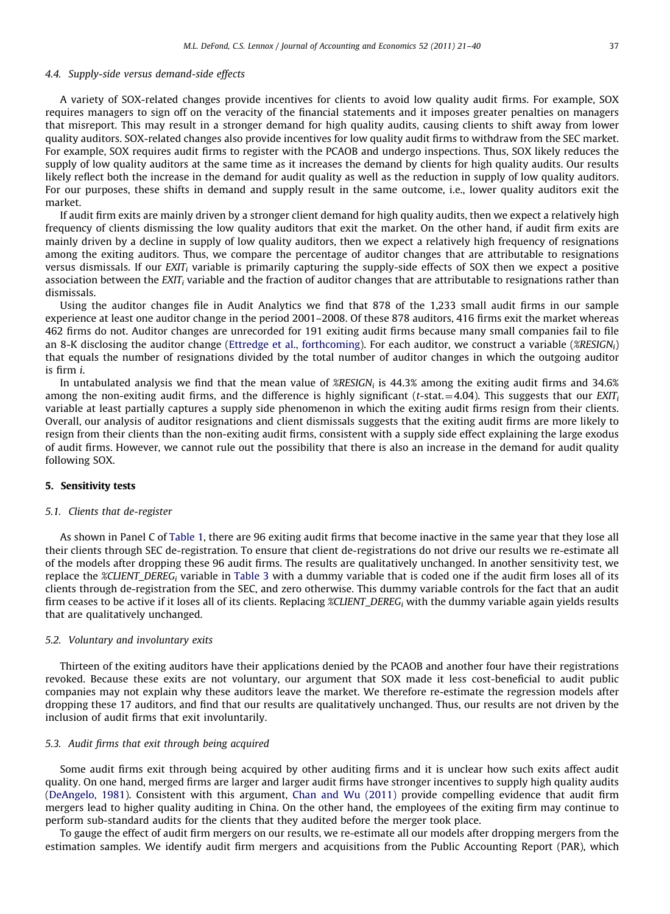### 4.4. Supply-side versus demand-side effects

A variety of SOX-related changes provide incentives for clients to avoid low quality audit firms. For example, SOX requires managers to sign off on the veracity of the financial statements and it imposes greater penalties on managers that misreport. This may result in a stronger demand for high quality audits, causing clients to shift away from lower quality auditors. SOX-related changes also provide incentives for low quality audit firms to withdraw from the SEC market. For example, SOX requires audit firms to register with the PCAOB and undergo inspections. Thus, SOX likely reduces the supply of low quality auditors at the same time as it increases the demand by clients for high quality audits. Our results likely reflect both the increase in the demand for audit quality as well as the reduction in supply of low quality auditors. For our purposes, these shifts in demand and supply result in the same outcome, i.e., lower quality auditors exit the market.

If audit firm exits are mainly driven by a stronger client demand for high quality audits, then we expect a relatively high frequency of clients dismissing the low quality auditors that exit the market. On the other hand, if audit firm exits are mainly driven by a decline in supply of low quality auditors, then we expect a relatively high frequency of resignations among the exiting auditors. Thus, we compare the percentage of auditor changes that are attributable to resignations versus dismissals. If our $EXIT_i$ variable is primarily capturing the supply-side effects of SOX then we expect a positive association between the $EXIT_i$ variable and the fraction of auditor changes that are attributable to resignations rather than dismissals.

Using the auditor changes file in Audit Analytics we find that 878 of the 1,233 small audit firms in our sample experience at least one auditor change in the period 2001–2008. Of these 878 auditors, 416 firms exit the market whereas 462 firms do not. Auditor changes are unrecorded for 191 exiting audit firms because many small companies fail to file an 8-K disclosing the auditor change (Ettredge et al., forthcoming). For each auditor, we construct a variable ($\%RESIGN_i$) that equals the number of resignations divided by the total number of auditor changes in which the outgoing auditor is firm *i*.

In untabulated analysis we find that the mean value of $\%RESIGN_i$ is 44.3% among the exiting audit firms and 34.6% among the non-exiting audit firms, and the difference is highly significant ($t$-stat.=4.04). This suggests that our $EXIT_i$ variable at least partially captures a supply side phenomenon in which the exiting audit firms resign from their clients. Overall, our analysis of auditor resignations and client dismissals suggests that the exiting audit firms are more likely to resign from their clients than the non-exiting audit firms, consistent with a supply side effect explaining the large exodus of audit firms. However, we cannot rule out the possibility that there is also an increase in the demand for audit quality following SOX.

## 5. Sensitivity tests

### 5.1. Clients that de-register

As shown in Panel C of Table 1, there are 96 exiting audit firms that become inactive in the same year that they lose all their clients through SEC de-registration. To ensure that client de-registrations do not drive our results we re-estimate all of the models after dropping these 96 audit firms. The results are qualitatively unchanged. In another sensitivity test, we replace the $\%CLIENT\_DEREG_i$ variable in Table 3 with a dummy variable that is coded one if the audit firm loses all of its clients through de-registration from the SEC, and zero otherwise. This dummy variable controls for the fact that an audit firm ceases to be active if it loses all of its clients. Replacing $\%CLIENT\_DEREG_i$ with the dummy variable again yields results that are qualitatively unchanged.

### 5.2. Voluntary and involuntary exits

Thirteen of the exiting auditors have their applications denied by the PCAOB and another four have their registrations revoked. Because these exits are not voluntary, our argument that SOX made it less cost-beneficial to audit public companies may not explain why these auditors leave the market. We therefore re-estimate the regression models after dropping these 17 auditors, and find that our results are qualitatively unchanged. Thus, our results are not driven by the inclusion of audit firms that exit involuntarily.

### 5.3. Audit firms that exit through being acquired

Some audit firms exit through being acquired by other auditing firms and it is unclear how such exits affect audit quality. On one hand, merged firms are larger and larger audit firms have stronger incentives to supply high quality audits (DeAngelo, 1981). Consistent with this argument, Chan and Wu (2011) provide compelling evidence that audit firm mergers lead to higher quality auditing in China. On the other hand, the employees of the exiting firm may continue to perform sub-standard audits for the clients that they audited before the merger took place.

To gauge the effect of audit firm mergers on our results, we re-estimate all our models after dropping mergers from the estimation samples. We identify audit firm mergers and acquisitions from the Public Accounting Report (PAR), which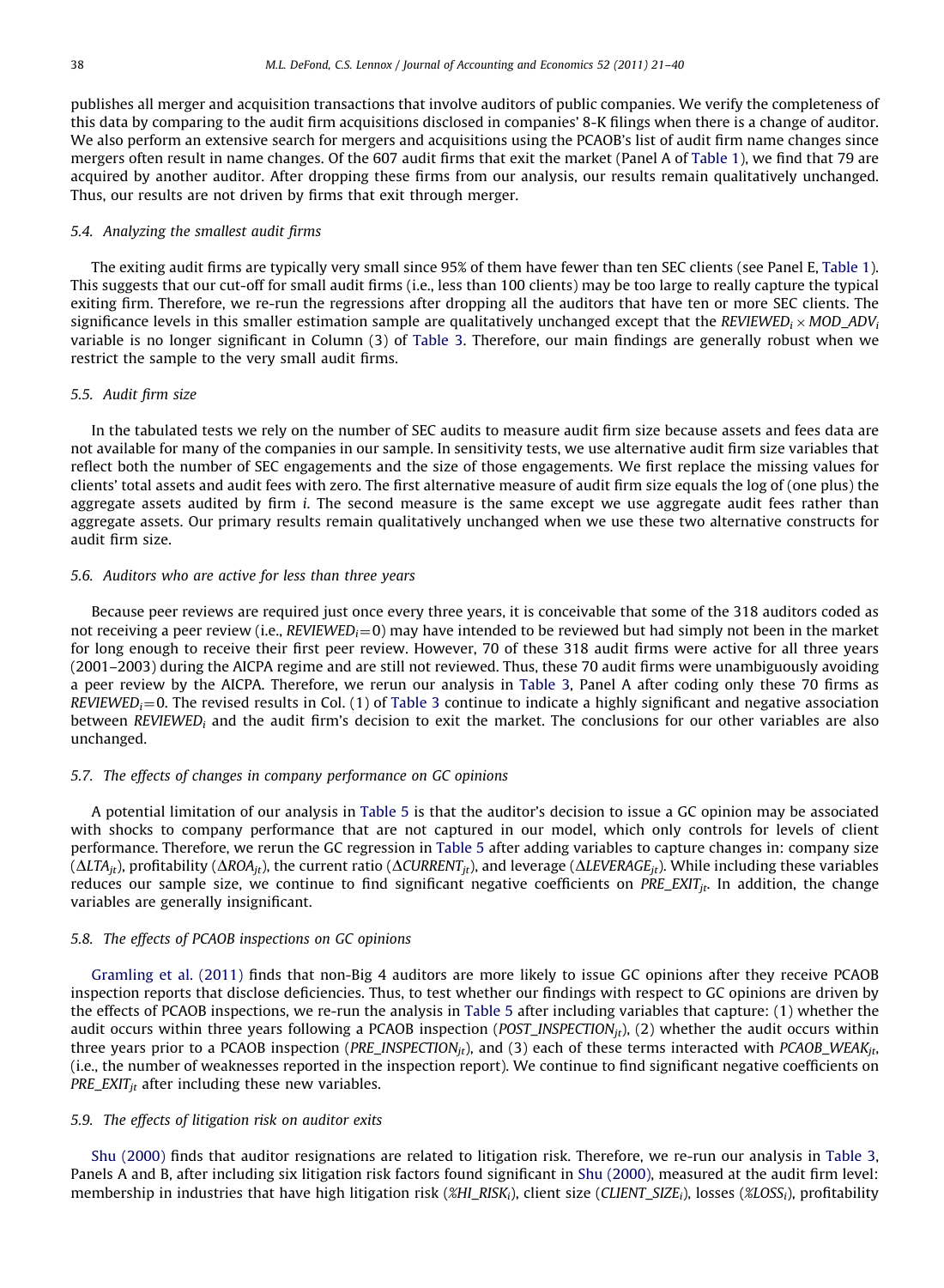publishes all merger and acquisition transactions that involve auditors of public companies. We verify the completeness of this data by comparing to the audit firm acquisitions disclosed in companies' 8-K filings when there is a change of auditor. We also perform an extensive search for mergers and acquisitions using the PCAOB's list of audit firm name changes since mergers often result in name changes. Of the 607 audit firms that exit the market (Panel A of Table 1), we find that 79 are acquired by another auditor. After dropping these firms from our analysis, our results remain qualitatively unchanged. Thus, our results are not driven by firms that exit through merger.

### 5.4. Analyzing the smallest audit firms

The exiting audit firms are typically very small since 95% of them have fewer than ten SEC clients (see Panel E, Table 1). This suggests that our cut-off for small audit firms (i.e., less than 100 clients) may be too large to really capture the typical exiting firm. Therefore, we re-run the regressions after dropping all the auditors that have ten or more SEC clients. The significance levels in this smaller estimation sample are qualitatively unchanged except that the $REVIEWED_i \times MOD\_ADV_i$ variable is no longer significant in Column (3) of Table 3. Therefore, our main findings are generally robust when we restrict the sample to the very small audit firms.

### 5.5. Audit firm size

In the tabulated tests we rely on the number of SEC audits to measure audit firm size because assets and fees data are not available for many of the companies in our sample. In sensitivity tests, we use alternative audit firm size variables that reflect both the number of SEC engagements and the size of those engagements. We first replace the missing values for clients' total assets and audit fees with zero. The first alternative measure of audit firm size equals the log of (one plus) the aggregate assets audited by firm *i*. The second measure is the same except we use aggregate audit fees rather than aggregate assets. Our primary results remain qualitatively unchanged when we use these two alternative constructs for audit firm size.

### 5.6. Auditors who are active for less than three years

Because peer reviews are required just once every three years, it is conceivable that some of the 318 auditors coded as not receiving a peer review (i.e., $REVIEWED_i = 0$) may have intended to be reviewed but had simply not been in the market for long enough to receive their first peer review. However, 70 of these 318 audit firms were active for all three years (2001–2003) during the AICPA regime and are still not reviewed. Thus, these 70 audit firms were unambiguously avoiding a peer review by the AICPA. Therefore, we rerun our analysis in Table 3, Panel A after coding only these 70 firms as $REVIEWED_i = 0$. The revised results in Col. (1) of Table 3 continue to indicate a highly significant and negative association between $REVIEWED_i$ and the audit firm's decision to exit the market. The conclusions for our other variables are also unchanged.

### 5.7. The effects of changes in company performance on GC opinions

A potential limitation of our analysis in Table 5 is that the auditor's decision to issue a GC opinion may be associated with shocks to company performance that are not captured in our model, which only controls for levels of client performance. Therefore, we rerun the GC regression in Table 5 after adding variables to capture changes in: company size ($\Delta LTA_{jt}$), profitability ($\Delta ROA_{jt}$), the current ratio ($\Delta CURRENT_{jt}$), and leverage ($\Delta LEVERAGE_{jt}$). While including these variables reduces our sample size, we continue to find significant negative coefficients on $PRE\_EXIT_{jt}$. In addition, the change variables are generally insignificant.

### 5.8. The effects of PCAOB inspections on GC opinions

Gramling et al. (2011) finds that non-Big 4 auditors are more likely to issue GC opinions after they receive PCAOB inspection reports that disclose deficiencies. Thus, to test whether our findings with respect to GC opinions are driven by the effects of PCAOB inspections, we re-run the analysis in Table 5 after including variables that capture: (1) whether the audit occurs within three years following a PCAOB inspection ($POST\_INSPECTION_{jt}$), (2) whether the audit occurs within three years prior to a PCAOB inspection ($PRE\_INSPECTION_{jt}$), and (3) each of these terms interacted with $PCAOB\_WEAK_{jt}$, (i.e., the number of weaknesses reported in the inspection report). We continue to find significant negative coefficients on $PRE\_EXIT_{jt}$ after including these new variables.

### 5.9. The effects of litigation risk on auditor exits

Shu (2000) finds that auditor resignations are related to litigation risk. Therefore, we re-run our analysis in Table 3, Panels A and B, after including six litigation risk factors found significant in Shu (2000), measured at the audit firm level: membership in industries that have high litigation risk ($\%HI\_RISK_i$), client size ($CLIENT\_SIZE_i$), losses ($\%LOSS_i$), profitability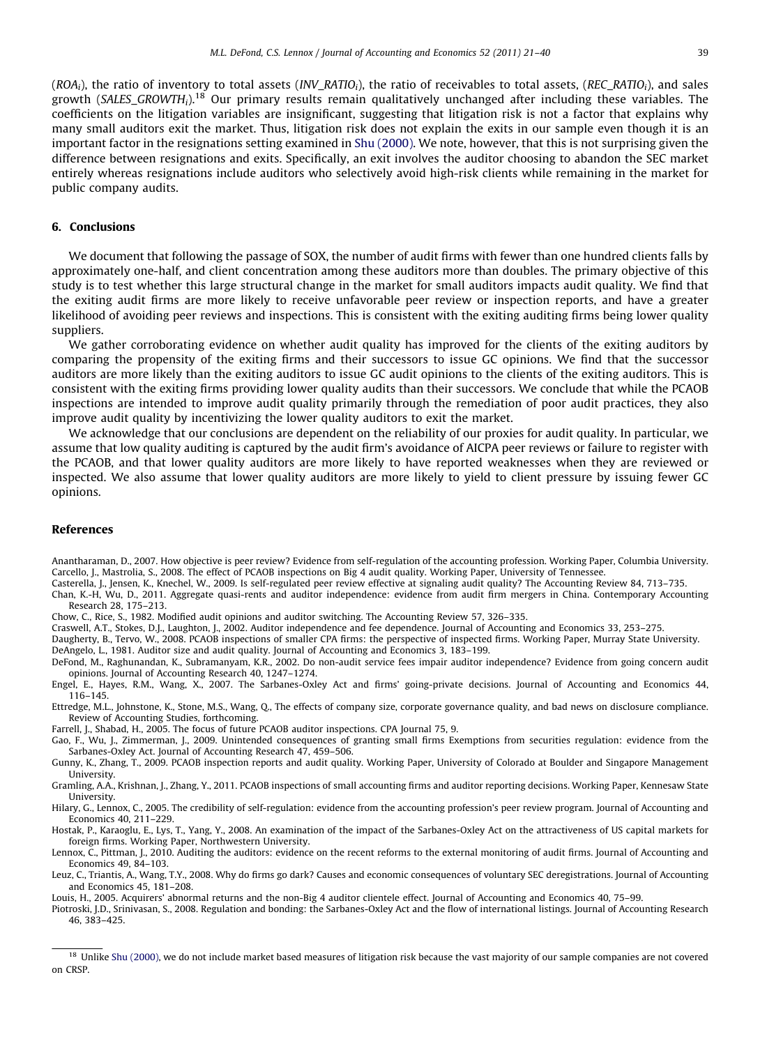($ROA_i$), the ratio of inventory to total assets ($INV\_RATIO_i$), the ratio of receivables to total assets, ($REC\_RATIO_i$), and sales growth ($SALES\_GROWTH_i$).[18] Our primary results remain qualitatively unchanged after including these variables. The coefficients on the litigation variables are insignificant, suggesting that litigation risk is not a factor that explains why many small auditors exit the market. Thus, litigation risk does not explain the exits in our sample even though it is an important factor in the resignations setting examined in Shu (2000). We note, however, that this is not surprising given the difference between resignations and exits. Specifically, an exit involves the auditor choosing to abandon the SEC market entirely whereas resignations include auditors who selectively avoid high-risk clients while remaining in the market for public company audits.

## 6. Conclusions

We document that following the passage of SOX, the number of audit firms with fewer than one hundred clients falls by approximately one-half, and client concentration among these auditors more than doubles. The primary objective of this study is to test whether this large structural change in the market for small auditors impacts audit quality. We find that the exiting audit firms are more likely to receive unfavorable peer review or inspection reports, and have a greater likelihood of avoiding peer reviews and inspections. This is consistent with the exiting auditing firms being lower quality suppliers.

We gather corroborating evidence on whether audit quality has improved for the clients of the exiting auditors by comparing the propensity of the exiting firms and their successors to issue GC opinions. We find that the successor auditors are more likely than the exiting auditors to issue GC audit opinions to the clients of the exiting auditors. This is consistent with the exiting firms providing lower quality audits than their successors. We conclude that while the PCAOB inspections are intended to improve audit quality primarily through the remediation of poor audit practices, they also improve audit quality by incentivizing the lower quality auditors to exit the market.

We acknowledge that our conclusions are dependent on the reliability of our proxies for audit quality. In particular, we assume that low quality auditing is captured by the audit firm's avoidance of AICPA peer reviews or failure to register with the PCAOB, and that lower quality auditors are more likely to have reported weaknesses when they are reviewed or inspected. We also assume that lower quality auditors are more likely to yield to client pressure by issuing fewer GC opinions.

## References

Anantharaman, D., 2007. How objective is peer review? Evidence from self-regulation of the accounting profession. Working Paper, Columbia University.

Carcello, J., Mastrolia, S., 2008. The effect of PCAOB inspections on Big 4 audit quality. Working Paper, University of Tennessee.

Casterella, J., Jensen, K., Knechel, W., 2009. Is self-regulated peer review effective at signaling audit quality? The Accounting Review 84, 713–735.

Chan, K.-H, Wu, D., 2011. Aggregate quasi-rents and auditor independence: evidence from audit firm mergers in China. Contemporary Accounting Research 28, 175–213.

Chow, C., Rice, S., 1982. Modified audit opinions and auditor switching. The Accounting Review 57, 326–335.

Craswell, A.T., Stokes, D.J., Laughton, J., 2002. Auditor independence and fee dependence. Journal of Accounting and Economics 33, 253–275.

Daugherty, B., Tervo, W., 2008. PCAOB inspections of smaller CPA firms: the perspective of inspected firms. Working Paper, Murray State University.

DeAngelo, L., 1981. Auditor size and audit quality. Journal of Accounting and Economics 3, 183–199.

DeFond, M., Raghunandan, K., Subramanyam, K.R., 2002. Do non-audit service fees impair auditor independence? Evidence from going concern audit opinions. Journal of Accounting Research 40, 1247–1274.

Engel, E., Hayes, R.M., Wang, X., 2007. The Sarbanes-Oxley Act and firms' going-private decisions. Journal of Accounting and Economics 44, 116–145.

Ettredge, M.L., Johnstone, K., Stone, M.S., Wang, Q., The effects of company size, corporate governance quality, and bad news on disclosure compliance. Review of Accounting Studies, forthcoming.

Farrell, J., Shabad, H., 2005. The focus of future PCAOB auditor inspections. CPA Journal 75, 9.

Gao, F., Wu, J., Zimmerman, J., 2009. Unintended consequences of granting small firms Exemptions from securities regulation: evidence from the Sarbanes-Oxley Act. Journal of Accounting Research 47, 459–506.

Gunny, K., Zhang, T., 2009. PCAOB inspection reports and audit quality. Working Paper, University of Colorado at Boulder and Singapore Management University.

Gramling, A.A., Krishnan, J., Zhang, Y., 2011. PCAOB inspections of small accounting firms and auditor reporting decisions. Working Paper, Kennesaw State University.

Hilary, G., Lennox, C., 2005. The credibility of self-regulation: evidence from the accounting profession's peer review program. Journal of Accounting and Economics 40, 211–229.

Hostak, P., Karaoglu, E., Lys, T., Yang, Y., 2008. An examination of the impact of the Sarbanes-Oxley Act on the attractiveness of US capital markets for foreign firms. Working Paper, Northwestern University.

Lennox, C., Pittman, J., 2010. Auditing the auditors: evidence on the recent reforms to the external monitoring of audit firms. Journal of Accounting and Economics 49, 84–103.

Leuz, C., Triantis, A., Wang, T.Y., 2008. Why do firms go dark? Causes and economic consequences of voluntary SEC deregistrations. Journal of Accounting and Economics 45, 181–208.

Louis, H., 2005. Acquirers' abnormal returns and the non-Big 4 auditor clientele effect. Journal of Accounting and Economics 40, 75–99.

Piotroski, J.D., Srinivasan, S., 2008. Regulation and bonding: the Sarbanes-Oxley Act and the flow of international listings. Journal of Accounting Research 46, 383–425.

[18] Unlike Shu (2000), we do not include market based measures of litigation risk because the vast majority of our sample companies are not covered on CRSP.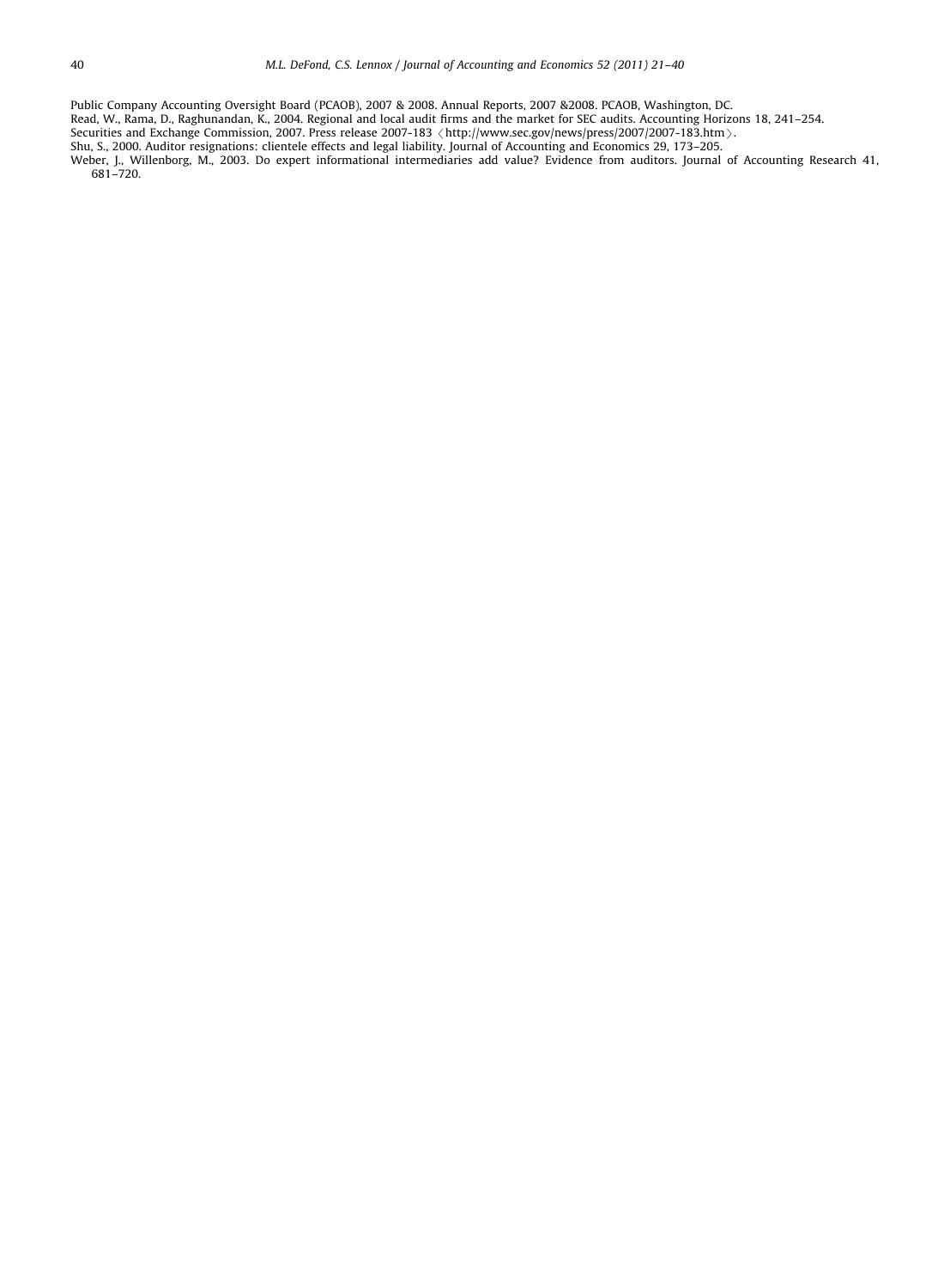Public Company Accounting Oversight Board (PCAOB), 2007 & 2008. Annual Reports, 2007 &2008. PCAOB, Washington, DC.

Read, W., Rama, D., Raghunandan, K., 2004. Regional and local audit firms and the market for SEC audits. Accounting Horizons 18, 241–254.

Securities and Exchange Commission, 2007. Press release 2007-183 〈http://www.sec.gov/news/press/2007/2007-183.htm〉.

Shu, S., 2000. Auditor resignations: clientele effects and legal liability. Journal of Accounting and Economics 29, 173–205.

Weber, J., Willenborg, M., 2003. Do expert informational intermediaries add value? Evidence from auditors. Journal of Accounting Research 41, 681–720.